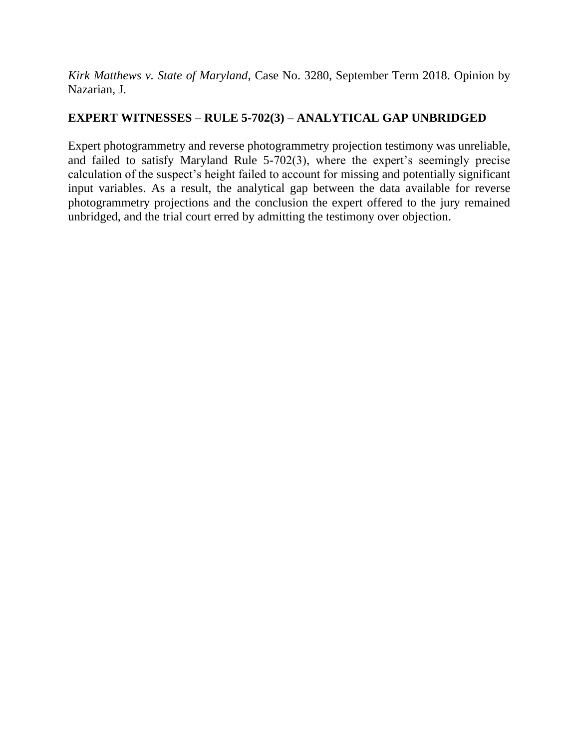*Kirk Matthews v. State of Maryland*, Case No. 3280, September Term 2018. Opinion by Nazarian, J.

**EXPERT WITNESSES – RULE 5-702(3) – ANALYTICAL GAP UNBRIDGED**

Expert photogrammetry and reverse photogrammetry projection testimony was unreliable, and failed to satisfy Maryland Rule 5-702(3), where the expert's seemingly precise calculation of the suspect's height failed to account for missing and potentially significant input variables. As a result, the analytical gap between the data available for reverse photogrammetry projections and the conclusion the expert offered to the jury remained unbridged, and the trial court erred by admitting the testimony over objection.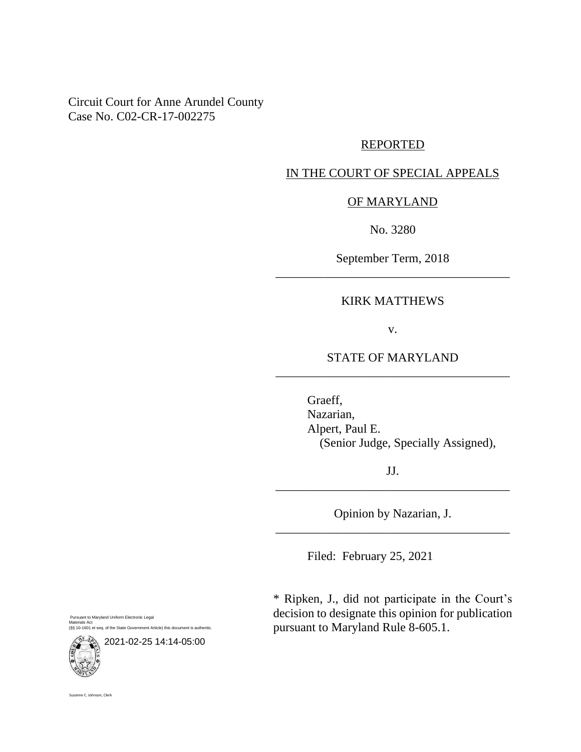Circuit Court for Anne Arundel County
Case No. C02-CR-17-002275

REPORTED

IN THE COURT OF SPECIAL APPEALS

OF MARYLAND

No. 3280

September Term, 2018

---

KIRK MATTHEWS

v.

STATE OF MARYLAND

---

Graeff,
Nazarian,
Alpert, Paul E.
(Senior Judge, Specially Assigned),

JJ.

---

Opinion by Nazarian, J.

---

Filed: February 25, 2021

\* Ripken, J., did not participate in the Court's decision to designate this opinion for publication pursuant to Maryland Rule 8-605.1.

Pursuant to Maryland Uniform Electronic Legal Materials Act
(§§ 10-1601 et seq. of the State Government Article) this document is authentic.

2021-02-25 14:14-05:00

Suzanne C. Johnson, Clerk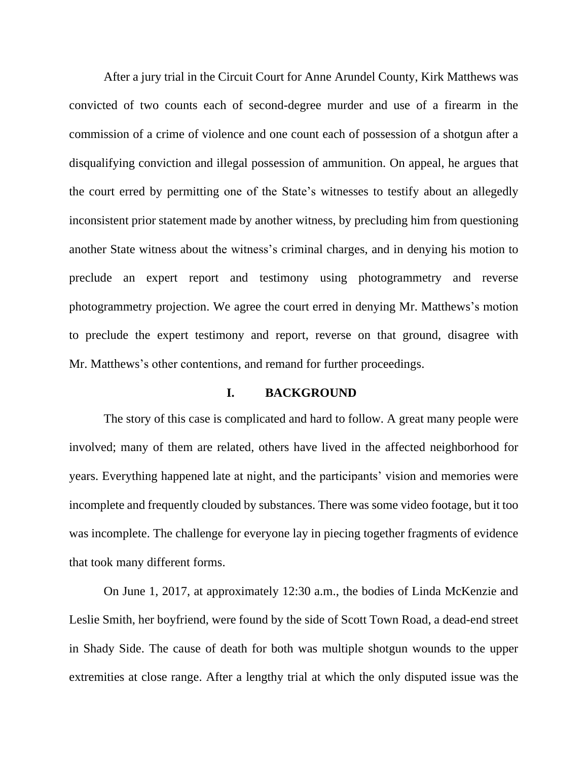After a jury trial in the Circuit Court for Anne Arundel County, Kirk Matthews was convicted of two counts each of second-degree murder and use of a firearm in the commission of a crime of violence and one count each of possession of a shotgun after a disqualifying conviction and illegal possession of ammunition. On appeal, he argues that the court erred by permitting one of the State's witnesses to testify about an allegedly inconsistent prior statement made by another witness, by precluding him from questioning another State witness about the witness's criminal charges, and in denying his motion to preclude an expert report and testimony using photogrammetry and reverse photogrammetry projection. We agree the court erred in denying Mr. Matthews's motion to preclude the expert testimony and report, reverse on that ground, disagree with Mr. Matthews's other contentions, and remand for further proceedings.

## I. BACKGROUND

The story of this case is complicated and hard to follow. A great many people were involved; many of them are related, others have lived in the affected neighborhood for years. Everything happened late at night, and the participants' vision and memories were incomplete and frequently clouded by substances. There was some video footage, but it too was incomplete. The challenge for everyone lay in piecing together fragments of evidence that took many different forms.

On June 1, 2017, at approximately 12:30 a.m., the bodies of Linda McKenzie and Leslie Smith, her boyfriend, were found by the side of Scott Town Road, a dead-end street in Shady Side. The cause of death for both was multiple shotgun wounds to the upper extremities at close range. After a lengthy trial at which the only disputed issue was the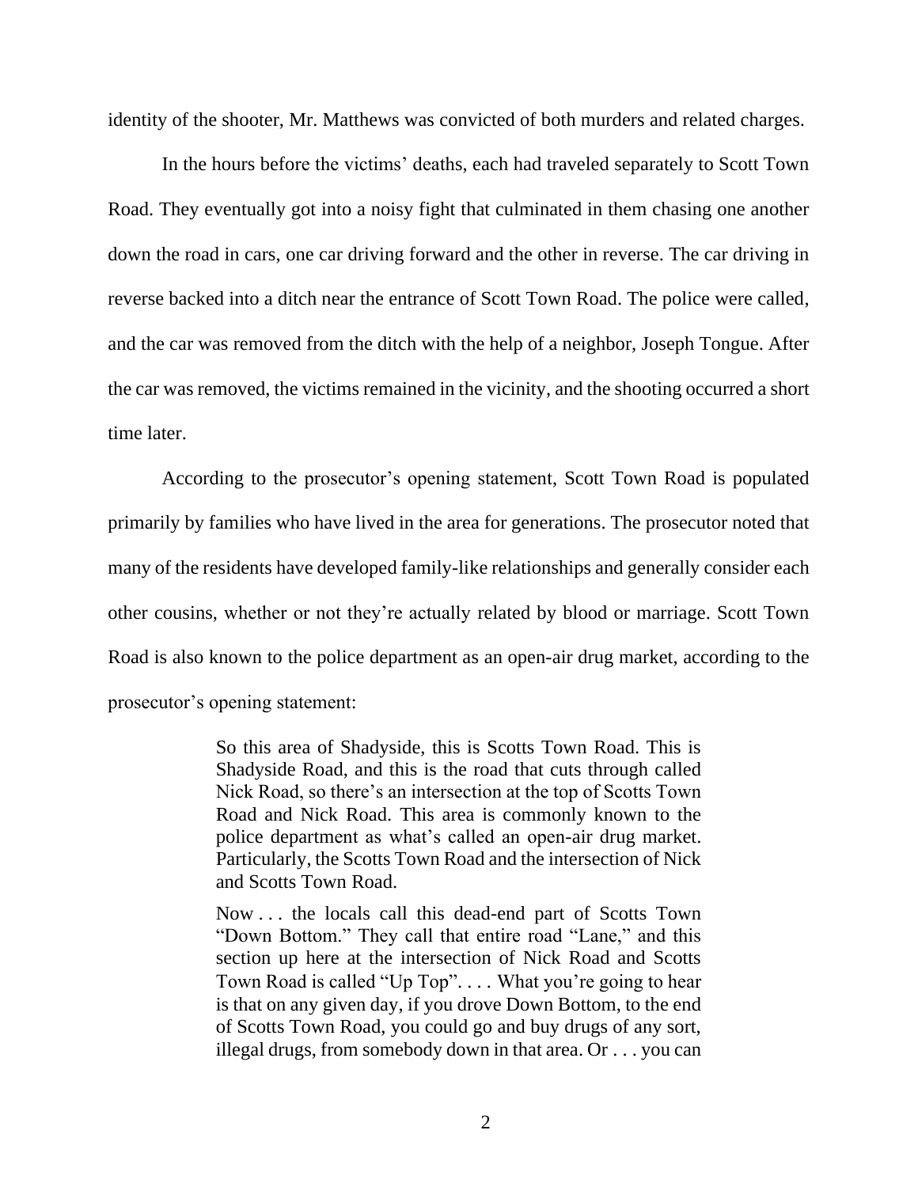identity of the shooter, Mr. Matthews was convicted of both murders and related charges.

In the hours before the victims' deaths, each had traveled separately to Scott Town Road. They eventually got into a noisy fight that culminated in them chasing one another down the road in cars, one car driving forward and the other in reverse. The car driving in reverse backed into a ditch near the entrance of Scott Town Road. The police were called, and the car was removed from the ditch with the help of a neighbor, Joseph Tongue. After the car was removed, the victims remained in the vicinity, and the shooting occurred a short time later.

According to the prosecutor's opening statement, Scott Town Road is populated primarily by families who have lived in the area for generations. The prosecutor noted that many of the residents have developed family-like relationships and generally consider each other cousins, whether or not they're actually related by blood or marriage. Scott Town Road is also known to the police department as an open-air drug market, according to the prosecutor's opening statement:

> So this area of Shadyside, this is Scotts Town Road. This is Shadyside Road, and this is the road that cuts through called Nick Road, so there's an intersection at the top of Scotts Town Road and Nick Road. This area is commonly known to the police department as what's called an open-air drug market. Particularly, the Scotts Town Road and the intersection of Nick and Scotts Town Road.
>
> Now . . . the locals call this dead-end part of Scotts Town "Down Bottom." They call that entire road "Lane," and this section up here at the intersection of Nick Road and Scotts Town Road is called "Up Top". . . . What you're going to hear is that on any given day, if you drove Down Bottom, to the end of Scotts Town Road, you could go and buy drugs of any sort, illegal drugs, from somebody down in that area. Or . . . you can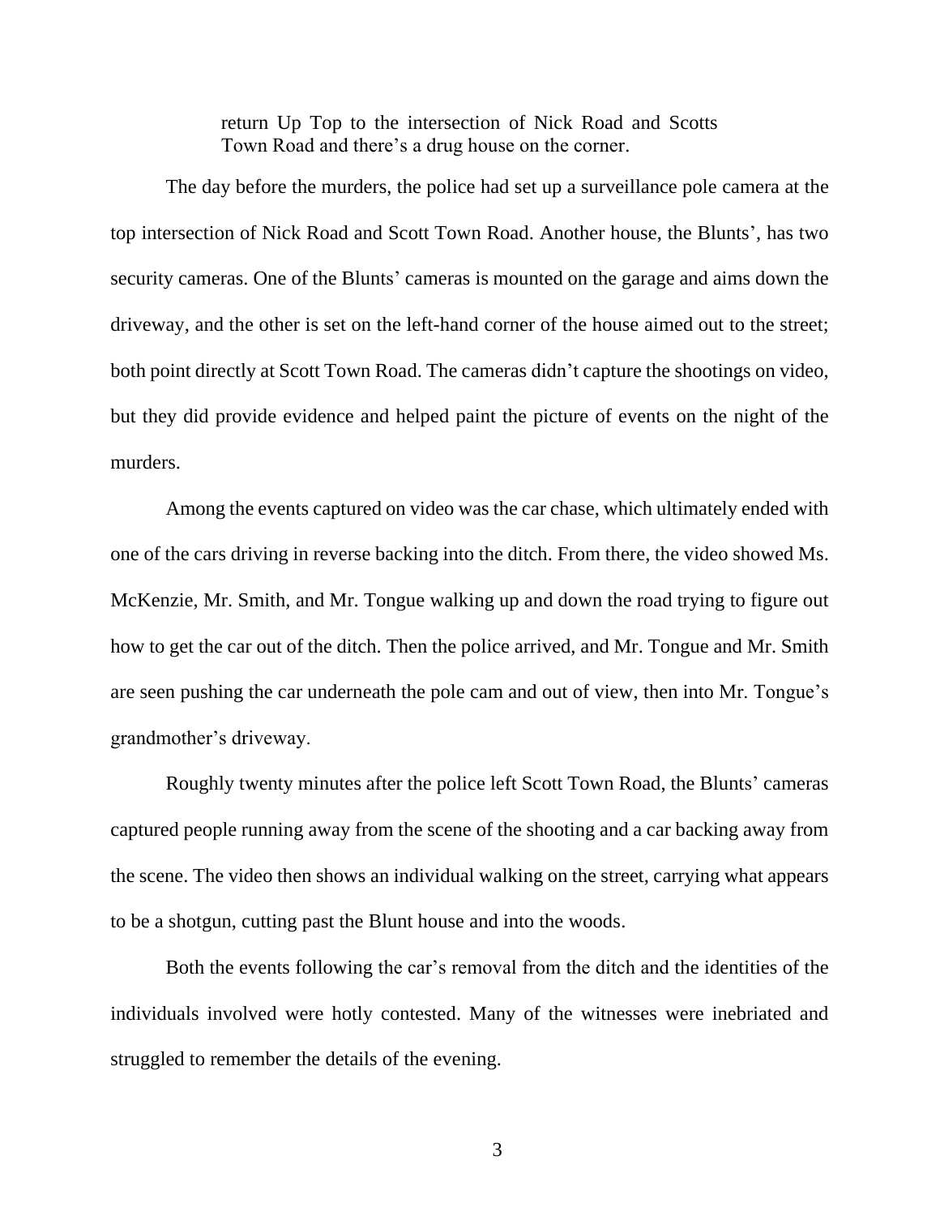> return Up Top to the intersection of Nick Road and Scotts Town Road and there's a drug house on the corner.

The day before the murders, the police had set up a surveillance pole camera at the top intersection of Nick Road and Scott Town Road. Another house, the Blunts', has two security cameras. One of the Blunts' cameras is mounted on the garage and aims down the driveway, and the other is set on the left-hand corner of the house aimed out to the street; both point directly at Scott Town Road. The cameras didn't capture the shootings on video, but they did provide evidence and helped paint the picture of events on the night of the murders.

Among the events captured on video was the car chase, which ultimately ended with one of the cars driving in reverse backing into the ditch. From there, the video showed Ms. McKenzie, Mr. Smith, and Mr. Tongue walking up and down the road trying to figure out how to get the car out of the ditch. Then the police arrived, and Mr. Tongue and Mr. Smith are seen pushing the car underneath the pole cam and out of view, then into Mr. Tongue's grandmother's driveway.

Roughly twenty minutes after the police left Scott Town Road, the Blunts' cameras captured people running away from the scene of the shooting and a car backing away from the scene. The video then shows an individual walking on the street, carrying what appears to be a shotgun, cutting past the Blunt house and into the woods.

Both the events following the car's removal from the ditch and the identities of the individuals involved were hotly contested. Many of the witnesses were inebriated and struggled to remember the details of the evening.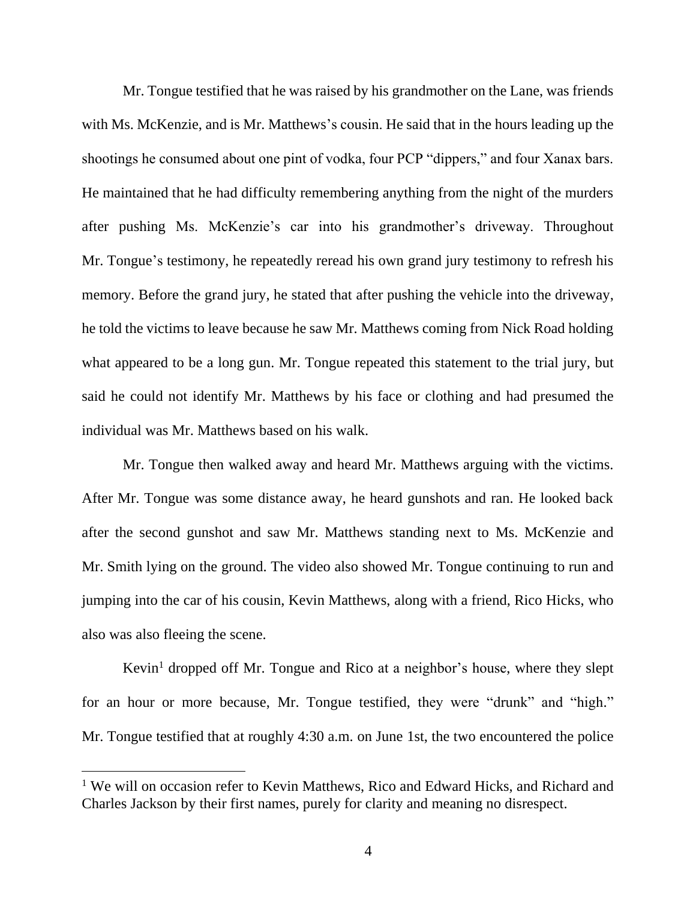Mr. Tongue testified that he was raised by his grandmother on the Lane, was friends with Ms. McKenzie, and is Mr. Matthews's cousin. He said that in the hours leading up the shootings he consumed about one pint of vodka, four PCP "dippers," and four Xanax bars. He maintained that he had difficulty remembering anything from the night of the murders after pushing Ms. McKenzie's car into his grandmother's driveway. Throughout Mr. Tongue's testimony, he repeatedly reread his own grand jury testimony to refresh his memory. Before the grand jury, he stated that after pushing the vehicle into the driveway, he told the victims to leave because he saw Mr. Matthews coming from Nick Road holding what appeared to be a long gun. Mr. Tongue repeated this statement to the trial jury, but said he could not identify Mr. Matthews by his face or clothing and had presumed the individual was Mr. Matthews based on his walk.

Mr. Tongue then walked away and heard Mr. Matthews arguing with the victims. After Mr. Tongue was some distance away, he heard gunshots and ran. He looked back after the second gunshot and saw Mr. Matthews standing next to Ms. McKenzie and Mr. Smith lying on the ground. The video also showed Mr. Tongue continuing to run and jumping into the car of his cousin, Kevin Matthews, along with a friend, Rico Hicks, who also was also fleeing the scene.

Kevin[1] dropped off Mr. Tongue and Rico at a neighbor's house, where they slept for an hour or more because, Mr. Tongue testified, they were "drunk" and "high." Mr. Tongue testified that at roughly 4:30 a.m. on June 1st, the two encountered the police

[1] We will on occasion refer to Kevin Matthews, Rico and Edward Hicks, and Richard and Charles Jackson by their first names, purely for clarity and meaning no disrespect.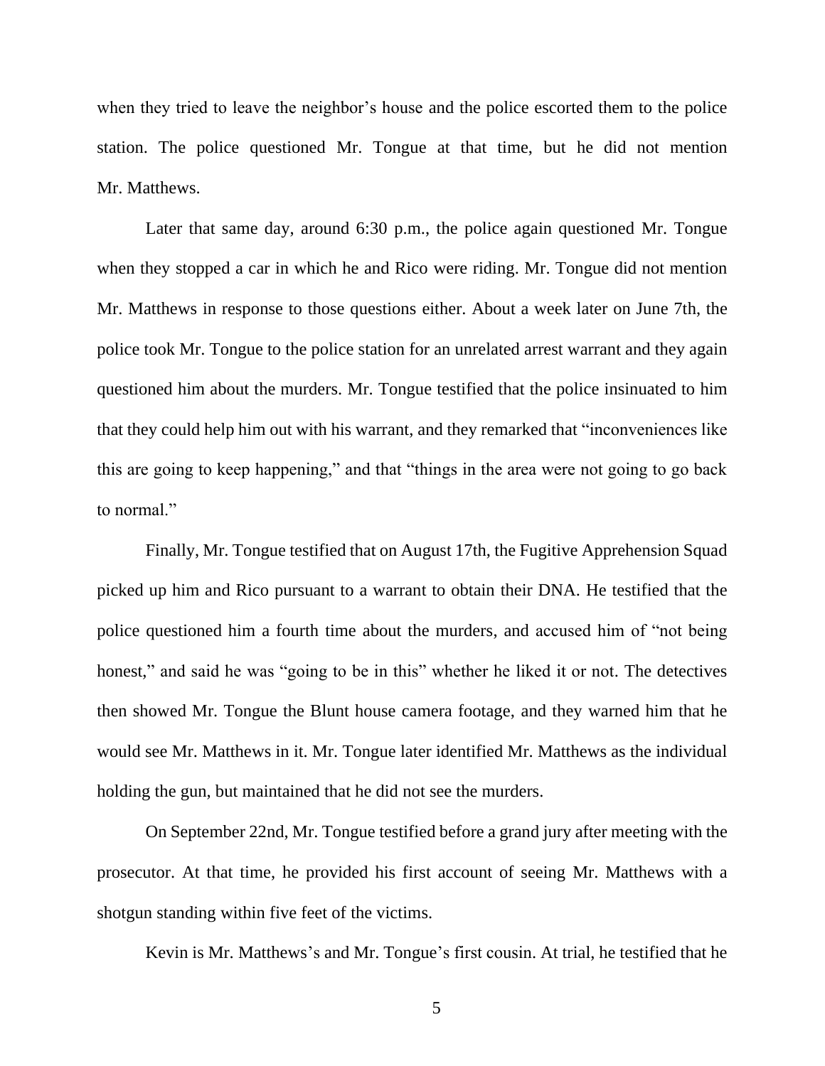when they tried to leave the neighbor's house and the police escorted them to the police station. The police questioned Mr. Tongue at that time, but he did not mention Mr. Matthews.

Later that same day, around 6:30 p.m., the police again questioned Mr. Tongue when they stopped a car in which he and Rico were riding. Mr. Tongue did not mention Mr. Matthews in response to those questions either. About a week later on June 7th, the police took Mr. Tongue to the police station for an unrelated arrest warrant and they again questioned him about the murders. Mr. Tongue testified that the police insinuated to him that they could help him out with his warrant, and they remarked that "inconveniences like this are going to keep happening," and that "things in the area were not going to go back to normal."

Finally, Mr. Tongue testified that on August 17th, the Fugitive Apprehension Squad picked up him and Rico pursuant to a warrant to obtain their DNA. He testified that the police questioned him a fourth time about the murders, and accused him of "not being honest," and said he was "going to be in this" whether he liked it or not. The detectives then showed Mr. Tongue the Blunt house camera footage, and they warned him that he would see Mr. Matthews in it. Mr. Tongue later identified Mr. Matthews as the individual holding the gun, but maintained that he did not see the murders.

On September 22nd, Mr. Tongue testified before a grand jury after meeting with the prosecutor. At that time, he provided his first account of seeing Mr. Matthews with a shotgun standing within five feet of the victims.

Kevin is Mr. Matthews's and Mr. Tongue's first cousin. At trial, he testified that he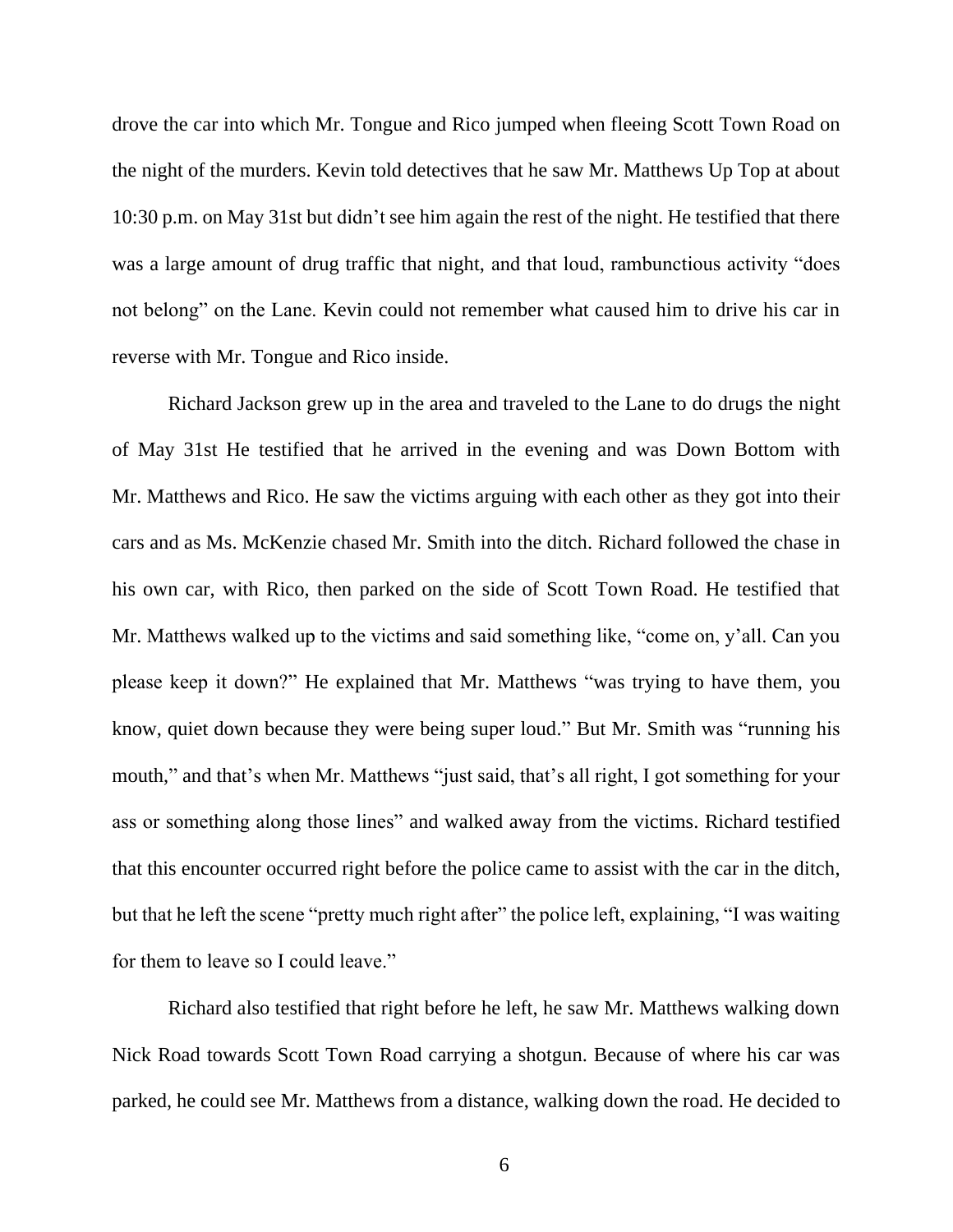drove the car into which Mr. Tongue and Rico jumped when fleeing Scott Town Road on the night of the murders. Kevin told detectives that he saw Mr. Matthews Up Top at about 10:30 p.m. on May 31st but didn't see him again the rest of the night. He testified that there was a large amount of drug traffic that night, and that loud, rambunctious activity "does not belong" on the Lane. Kevin could not remember what caused him to drive his car in reverse with Mr. Tongue and Rico inside.

Richard Jackson grew up in the area and traveled to the Lane to do drugs the night of May 31st He testified that he arrived in the evening and was Down Bottom with Mr. Matthews and Rico. He saw the victims arguing with each other as they got into their cars and as Ms. McKenzie chased Mr. Smith into the ditch. Richard followed the chase in his own car, with Rico, then parked on the side of Scott Town Road. He testified that Mr. Matthews walked up to the victims and said something like, "come on, y'all. Can you please keep it down?" He explained that Mr. Matthews "was trying to have them, you know, quiet down because they were being super loud." But Mr. Smith was "running his mouth," and that's when Mr. Matthews "just said, that's all right, I got something for your ass or something along those lines" and walked away from the victims. Richard testified that this encounter occurred right before the police came to assist with the car in the ditch, but that he left the scene "pretty much right after" the police left, explaining, "I was waiting for them to leave so I could leave."

Richard also testified that right before he left, he saw Mr. Matthews walking down Nick Road towards Scott Town Road carrying a shotgun. Because of where his car was parked, he could see Mr. Matthews from a distance, walking down the road. He decided to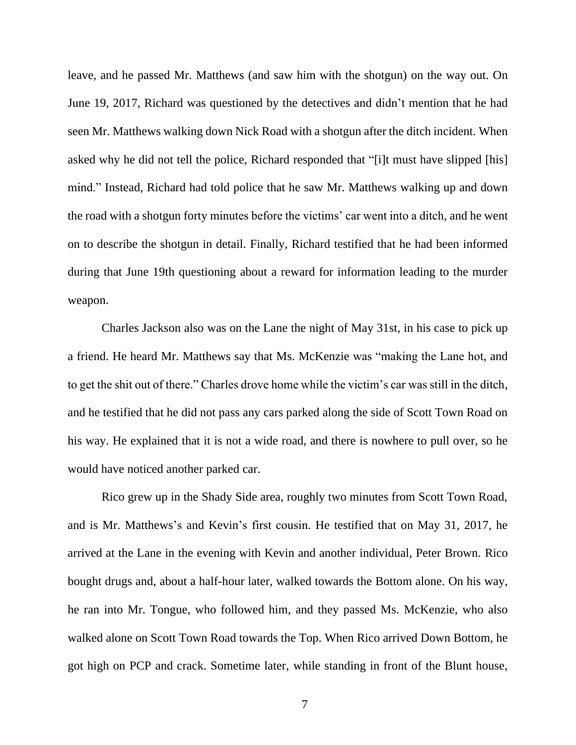leave, and he passed Mr. Matthews (and saw him with the shotgun) on the way out. On June 19, 2017, Richard was questioned by the detectives and didn't mention that he had seen Mr. Matthews walking down Nick Road with a shotgun after the ditch incident. When asked why he did not tell the police, Richard responded that "[i]t must have slipped [his] mind." Instead, Richard had told police that he saw Mr. Matthews walking up and down the road with a shotgun forty minutes before the victims' car went into a ditch, and he went on to describe the shotgun in detail. Finally, Richard testified that he had been informed during that June 19th questioning about a reward for information leading to the murder weapon.

Charles Jackson also was on the Lane the night of May 31st, in his case to pick up a friend. He heard Mr. Matthews say that Ms. McKenzie was "making the Lane hot, and to get the shit out of there." Charles drove home while the victim's car was still in the ditch, and he testified that he did not pass any cars parked along the side of Scott Town Road on his way. He explained that it is not a wide road, and there is nowhere to pull over, so he would have noticed another parked car.

Rico grew up in the Shady Side area, roughly two minutes from Scott Town Road, and is Mr. Matthews's and Kevin's first cousin. He testified that on May 31, 2017, he arrived at the Lane in the evening with Kevin and another individual, Peter Brown. Rico bought drugs and, about a half-hour later, walked towards the Bottom alone. On his way, he ran into Mr. Tongue, who followed him, and they passed Ms. McKenzie, who also walked alone on Scott Town Road towards the Top. When Rico arrived Down Bottom, he got high on PCP and crack. Sometime later, while standing in front of the Blunt house,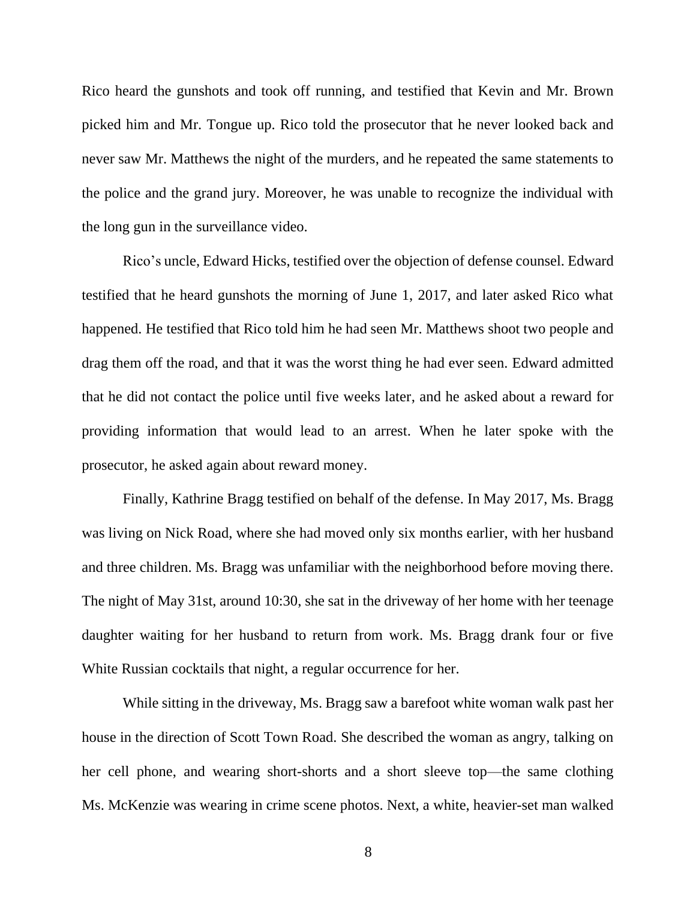Rico heard the gunshots and took off running, and testified that Kevin and Mr. Brown picked him and Mr. Tongue up. Rico told the prosecutor that he never looked back and never saw Mr. Matthews the night of the murders, and he repeated the same statements to the police and the grand jury. Moreover, he was unable to recognize the individual with the long gun in the surveillance video.

Rico's uncle, Edward Hicks, testified over the objection of defense counsel. Edward testified that he heard gunshots the morning of June 1, 2017, and later asked Rico what happened. He testified that Rico told him he had seen Mr. Matthews shoot two people and drag them off the road, and that it was the worst thing he had ever seen. Edward admitted that he did not contact the police until five weeks later, and he asked about a reward for providing information that would lead to an arrest. When he later spoke with the prosecutor, he asked again about reward money.

Finally, Kathrine Bragg testified on behalf of the defense. In May 2017, Ms. Bragg was living on Nick Road, where she had moved only six months earlier, with her husband and three children. Ms. Bragg was unfamiliar with the neighborhood before moving there. The night of May 31st, around 10:30, she sat in the driveway of her home with her teenage daughter waiting for her husband to return from work. Ms. Bragg drank four or five White Russian cocktails that night, a regular occurrence for her.

While sitting in the driveway, Ms. Bragg saw a barefoot white woman walk past her house in the direction of Scott Town Road. She described the woman as angry, talking on her cell phone, and wearing short-shorts and a short sleeve top—the same clothing Ms. McKenzie was wearing in crime scene photos. Next, a white, heavier-set man walked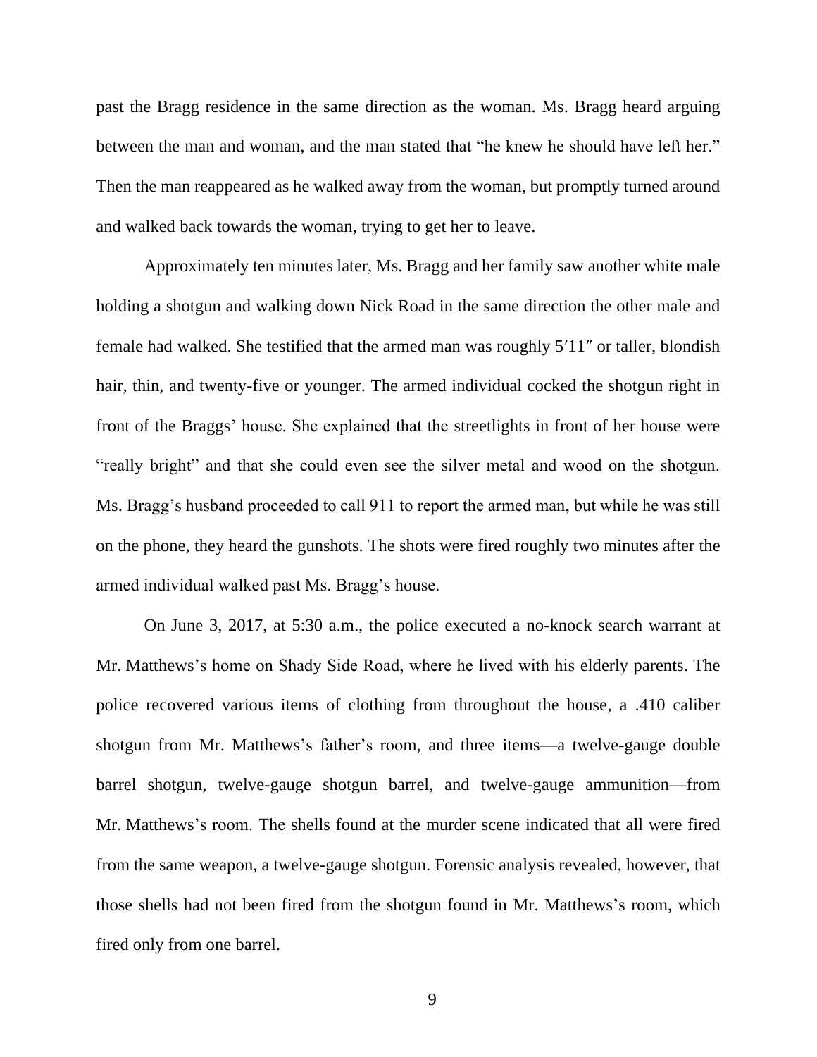past the Bragg residence in the same direction as the woman. Ms. Bragg heard arguing between the man and woman, and the man stated that "he knew he should have left her." Then the man reappeared as he walked away from the woman, but promptly turned around and walked back towards the woman, trying to get her to leave.

Approximately ten minutes later, Ms. Bragg and her family saw another white male holding a shotgun and walking down Nick Road in the same direction the other male and female had walked. She testified that the armed man was roughly 5′11″ or taller, blondish hair, thin, and twenty-five or younger. The armed individual cocked the shotgun right in front of the Braggs' house. She explained that the streetlights in front of her house were "really bright" and that she could even see the silver metal and wood on the shotgun. Ms. Bragg's husband proceeded to call 911 to report the armed man, but while he was still on the phone, they heard the gunshots. The shots were fired roughly two minutes after the armed individual walked past Ms. Bragg's house.

On June 3, 2017, at 5:30 a.m., the police executed a no-knock search warrant at Mr. Matthews's home on Shady Side Road, where he lived with his elderly parents. The police recovered various items of clothing from throughout the house, a .410 caliber shotgun from Mr. Matthews's father's room, and three items—a twelve-gauge double barrel shotgun, twelve-gauge shotgun barrel, and twelve-gauge ammunition—from Mr. Matthews's room. The shells found at the murder scene indicated that all were fired from the same weapon, a twelve-gauge shotgun. Forensic analysis revealed, however, that those shells had not been fired from the shotgun found in Mr. Matthews's room, which fired only from one barrel.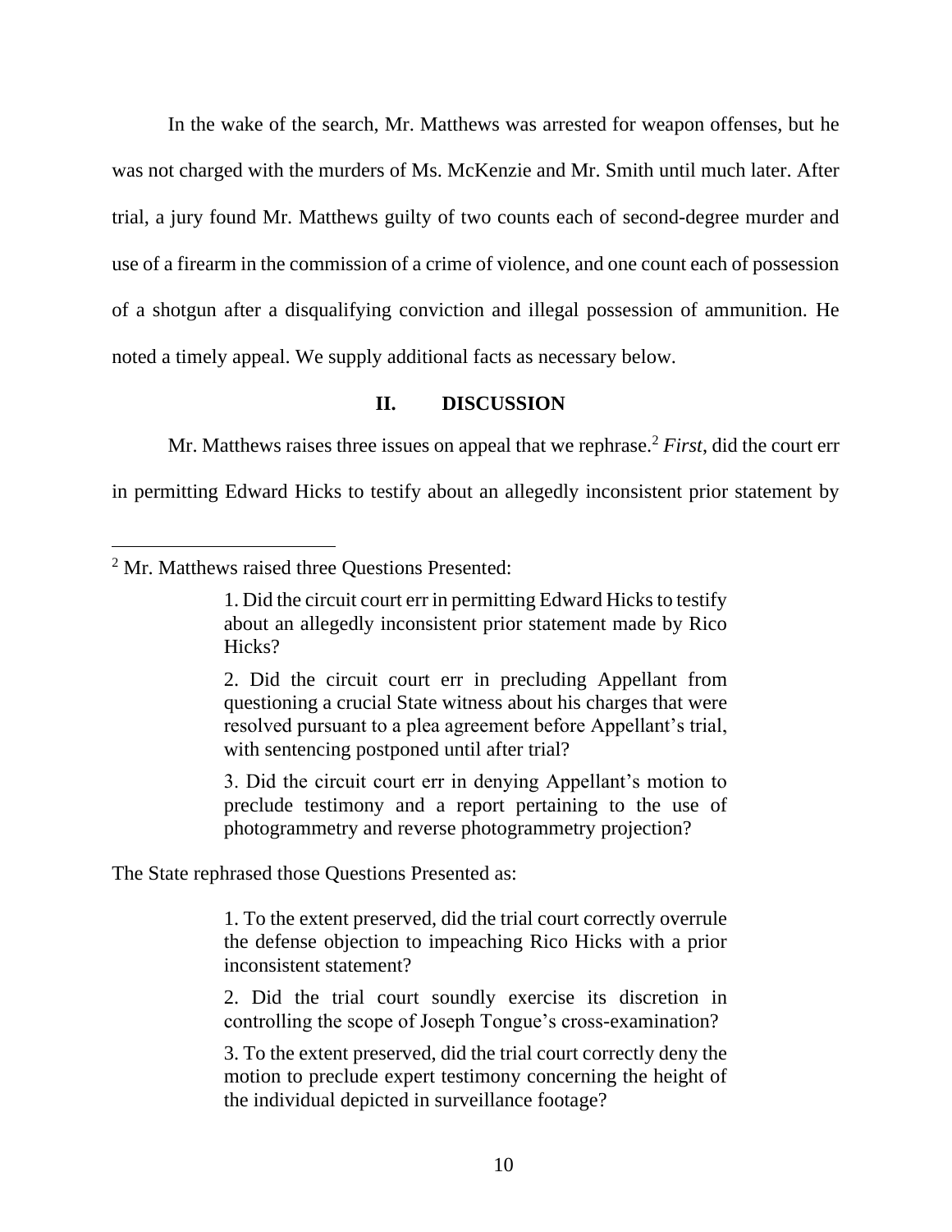In the wake of the search, Mr. Matthews was arrested for weapon offenses, but he was not charged with the murders of Ms. McKenzie and Mr. Smith until much later. After trial, a jury found Mr. Matthews guilty of two counts each of second-degree murder and use of a firearm in the commission of a crime of violence, and one count each of possession of a shotgun after a disqualifying conviction and illegal possession of ammunition. He noted a timely appeal. We supply additional facts as necessary below.

## II. DISCUSSION

Mr. Matthews raises three issues on appeal that we rephrase.[2] *First*, did the court err in permitting Edward Hicks to testify about an allegedly inconsistent prior statement by

---

[2] Mr. Matthews raised three Questions Presented:

> 1. Did the circuit court err in permitting Edward Hicks to testify about an allegedly inconsistent prior statement made by Rico Hicks?
>
> 2. Did the circuit court err in precluding Appellant from questioning a crucial State witness about his charges that were resolved pursuant to a plea agreement before Appellant's trial, with sentencing postponed until after trial?
>
> 3. Did the circuit court err in denying Appellant's motion to preclude testimony and a report pertaining to the use of photogrammetry and reverse photogrammetry projection?

The State rephrased those Questions Presented as:

> 1. To the extent preserved, did the trial court correctly overrule the defense objection to impeaching Rico Hicks with a prior inconsistent statement?
>
> 2. Did the trial court soundly exercise its discretion in controlling the scope of Joseph Tongue's cross-examination?
>
> 3. To the extent preserved, did the trial court correctly deny the motion to preclude expert testimony concerning the height of the individual depicted in surveillance footage?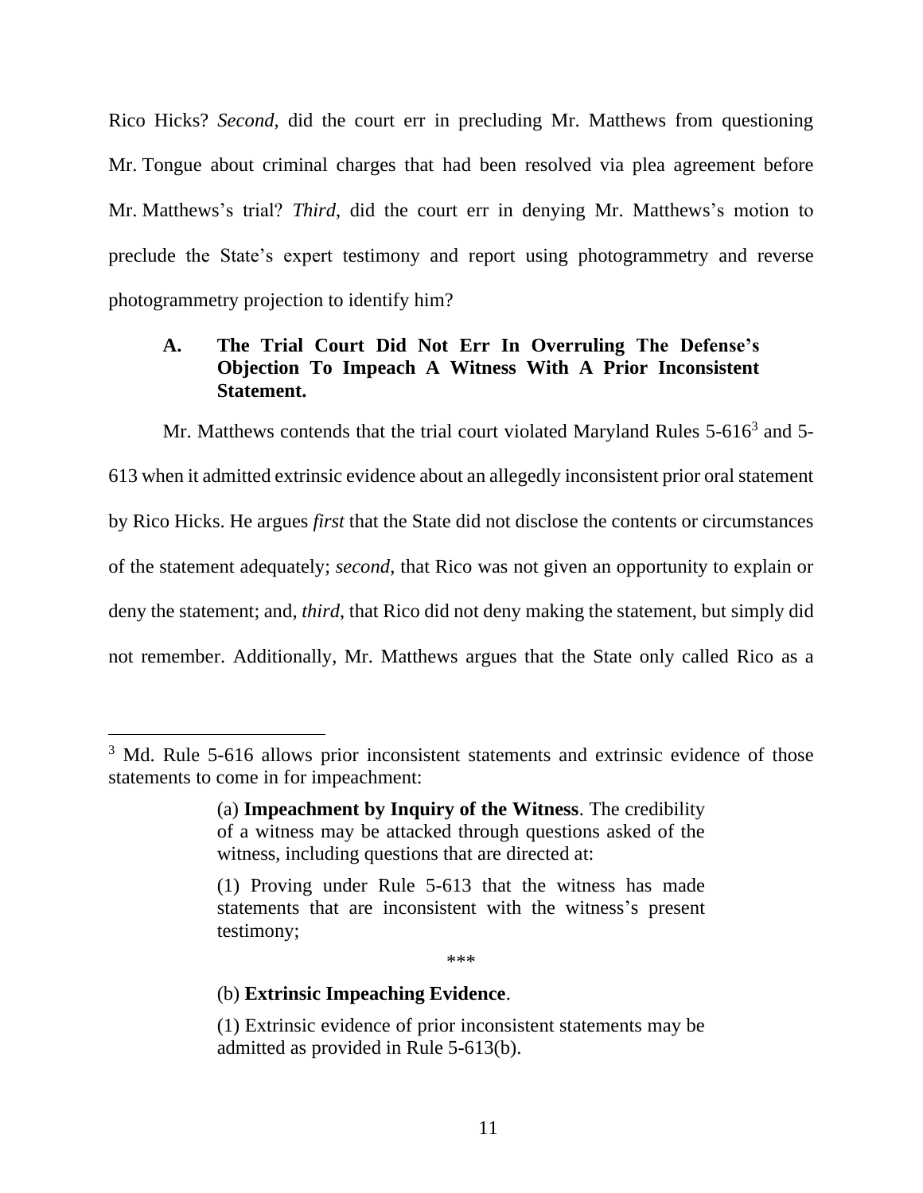Rico Hicks? *Second*, did the court err in precluding Mr. Matthews from questioning Mr. Tongue about criminal charges that had been resolved via plea agreement before Mr. Matthews's trial? *Third*, did the court err in denying Mr. Matthews's motion to preclude the State's expert testimony and report using photogrammetry and reverse photogrammetry projection to identify him?

### A. The Trial Court Did Not Err In Overruling The Defense's Objection To Impeach A Witness With A Prior Inconsistent Statement.

Mr. Matthews contends that the trial court violated Maryland Rules 5-616[3] and 5-613 when it admitted extrinsic evidence about an allegedly inconsistent prior oral statement by Rico Hicks. He argues *first* that the State did not disclose the contents or circumstances of the statement adequately; *second*, that Rico was not given an opportunity to explain or deny the statement; and, *third*, that Rico did not deny making the statement, but simply did not remember. Additionally, Mr. Matthews argues that the State only called Rico as a

---

[3] Md. Rule 5-616 allows prior inconsistent statements and extrinsic evidence of those statements to come in for impeachment:

> (a) **Impeachment by Inquiry of the Witness**. The credibility of a witness may be attacked through questions asked of the witness, including questions that are directed at:
>
> (1) Proving under Rule 5-613 that the witness has made statements that are inconsistent with the witness's present testimony;
>
> ***
>
> (b) **Extrinsic Impeaching Evidence**.
>
> (1) Extrinsic evidence of prior inconsistent statements may be admitted as provided in Rule 5-613(b).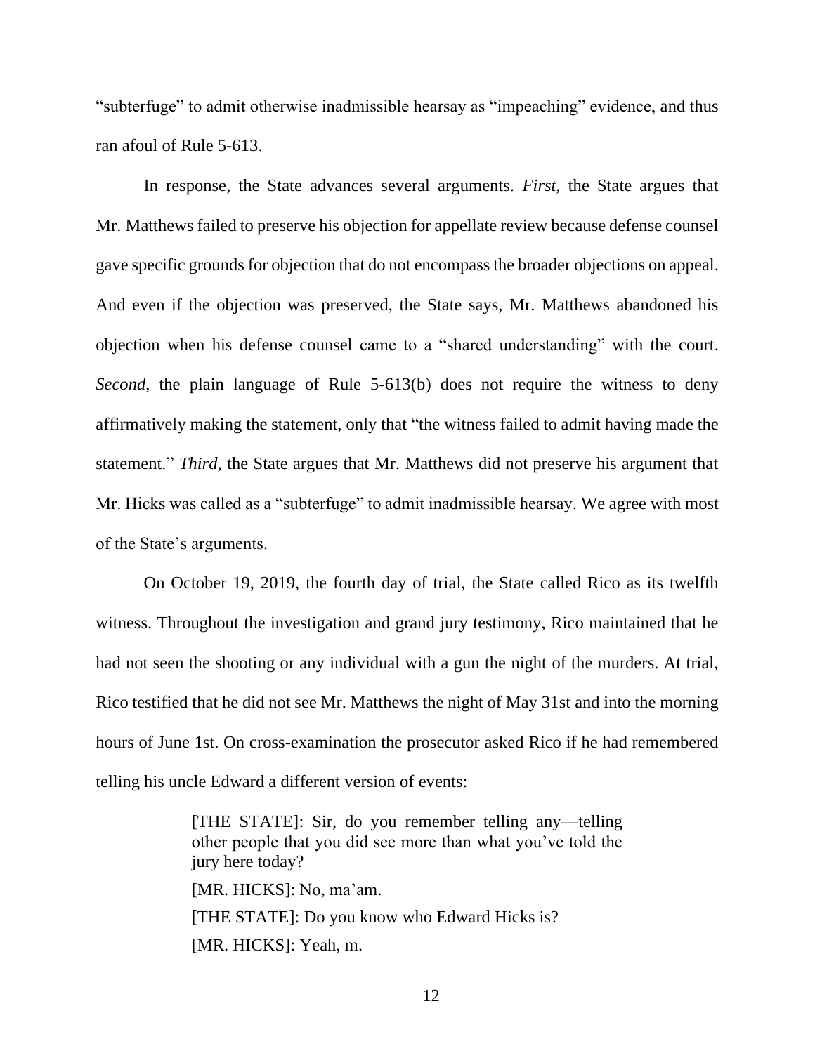"subterfuge" to admit otherwise inadmissible hearsay as "impeaching" evidence, and thus ran afoul of Rule 5-613.

In response, the State advances several arguments. *First*, the State argues that Mr. Matthews failed to preserve his objection for appellate review because defense counsel gave specific grounds for objection that do not encompass the broader objections on appeal. And even if the objection was preserved, the State says, Mr. Matthews abandoned his objection when his defense counsel came to a "shared understanding" with the court. *Second*, the plain language of Rule 5-613(b) does not require the witness to deny affirmatively making the statement, only that "the witness failed to admit having made the statement." *Third*, the State argues that Mr. Matthews did not preserve his argument that Mr. Hicks was called as a "subterfuge" to admit inadmissible hearsay. We agree with most of the State's arguments.

On October 19, 2019, the fourth day of trial, the State called Rico as its twelfth witness. Throughout the investigation and grand jury testimony, Rico maintained that he had not seen the shooting or any individual with a gun the night of the murders. At trial, Rico testified that he did not see Mr. Matthews the night of May 31st and into the morning hours of June 1st. On cross-examination the prosecutor asked Rico if he had remembered telling his uncle Edward a different version of events:

> [THE STATE]: Sir, do you remember telling any—telling other people that you did see more than what you've told the jury here today?
>
> [MR. HICKS]: No, ma'am.
>
> [THE STATE]: Do you know who Edward Hicks is?
>
> [MR. HICKS]: Yeah, m.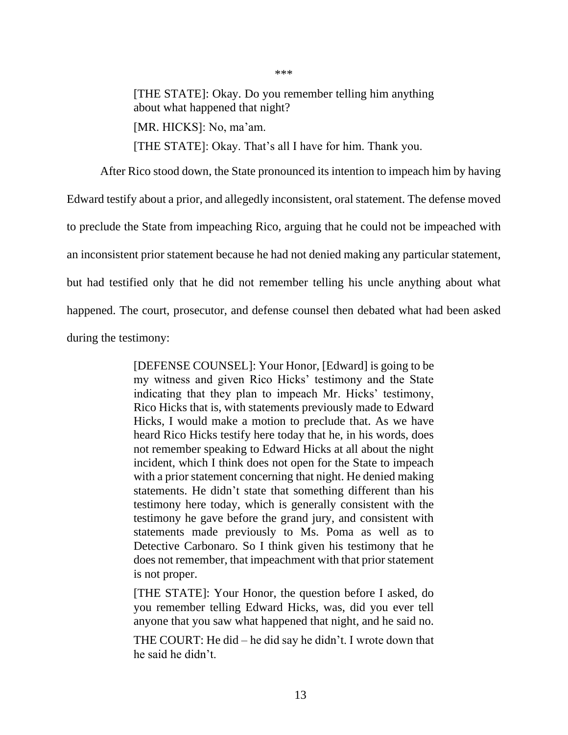\*\*\*

> [THE STATE]: Okay. Do you remember telling him anything about what happened that night?
>
> [MR. HICKS]: No, ma'am.
>
> [THE STATE]: Okay. That's all I have for him. Thank you.

After Rico stood down, the State pronounced its intention to impeach him by having Edward testify about a prior, and allegedly inconsistent, oral statement. The defense moved to preclude the State from impeaching Rico, arguing that he could not be impeached with an inconsistent prior statement because he had not denied making any particular statement, but had testified only that he did not remember telling his uncle anything about what happened. The court, prosecutor, and defense counsel then debated what had been asked during the testimony:

> [DEFENSE COUNSEL]: Your Honor, [Edward] is going to be my witness and given Rico Hicks' testimony and the State indicating that they plan to impeach Mr. Hicks' testimony, Rico Hicks that is, with statements previously made to Edward Hicks, I would make a motion to preclude that. As we have heard Rico Hicks testify here today that he, in his words, does not remember speaking to Edward Hicks at all about the night incident, which I think does not open for the State to impeach with a prior statement concerning that night. He denied making statements. He didn't state that something different than his testimony here today, which is generally consistent with the testimony he gave before the grand jury, and consistent with statements made previously to Ms. Poma as well as to Detective Carbonaro. So I think given his testimony that he does not remember, that impeachment with that prior statement is not proper.
>
> [THE STATE]: Your Honor, the question before I asked, do you remember telling Edward Hicks, was, did you ever tell anyone that you saw what happened that night, and he said no.
>
> THE COURT: He did – he did say he didn't. I wrote down that he said he didn't.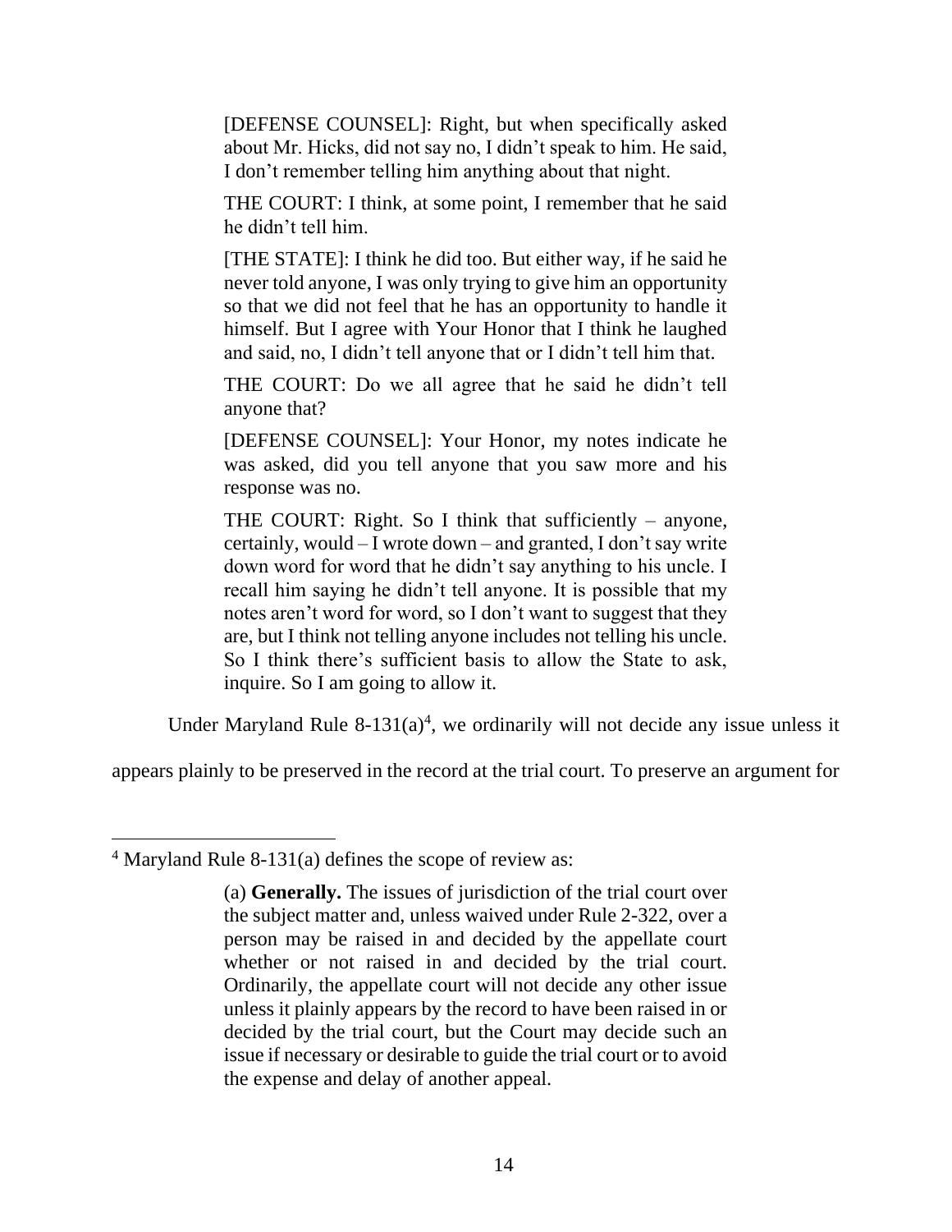> [DEFENSE COUNSEL]: Right, but when specifically asked about Mr. Hicks, did not say no, I didn't speak to him. He said, I don't remember telling him anything about that night.
>
> THE COURT: I think, at some point, I remember that he said he didn't tell him.
>
> [THE STATE]: I think he did too. But either way, if he said he never told anyone, I was only trying to give him an opportunity so that we did not feel that he has an opportunity to handle it himself. But I agree with Your Honor that I think he laughed and said, no, I didn't tell anyone that or I didn't tell him that.
>
> THE COURT: Do we all agree that he said he didn't tell anyone that?
>
> [DEFENSE COUNSEL]: Your Honor, my notes indicate he was asked, did you tell anyone that you saw more and his response was no.
>
> THE COURT: Right. So I think that sufficiently – anyone, certainly, would – I wrote down – and granted, I don't say write down word for word that he didn't say anything to his uncle. I recall him saying he didn't tell anyone. It is possible that my notes aren't word for word, so I don't want to suggest that they are, but I think not telling anyone includes not telling his uncle. So I think there's sufficient basis to allow the State to ask, inquire. So I am going to allow it.

Under Maryland Rule 8-131(a)[4], we ordinarily will not decide any issue unless it appears plainly to be preserved in the record at the trial court. To preserve an argument for

---

[4] Maryland Rule 8-131(a) defines the scope of review as:

> (a) **Generally.** The issues of jurisdiction of the trial court over the subject matter and, unless waived under Rule 2-322, over a person may be raised in and decided by the appellate court whether or not raised in and decided by the trial court. Ordinarily, the appellate court will not decide any other issue unless it plainly appears by the record to have been raised in or decided by the trial court, but the Court may decide such an issue if necessary or desirable to guide the trial court or to avoid the expense and delay of another appeal.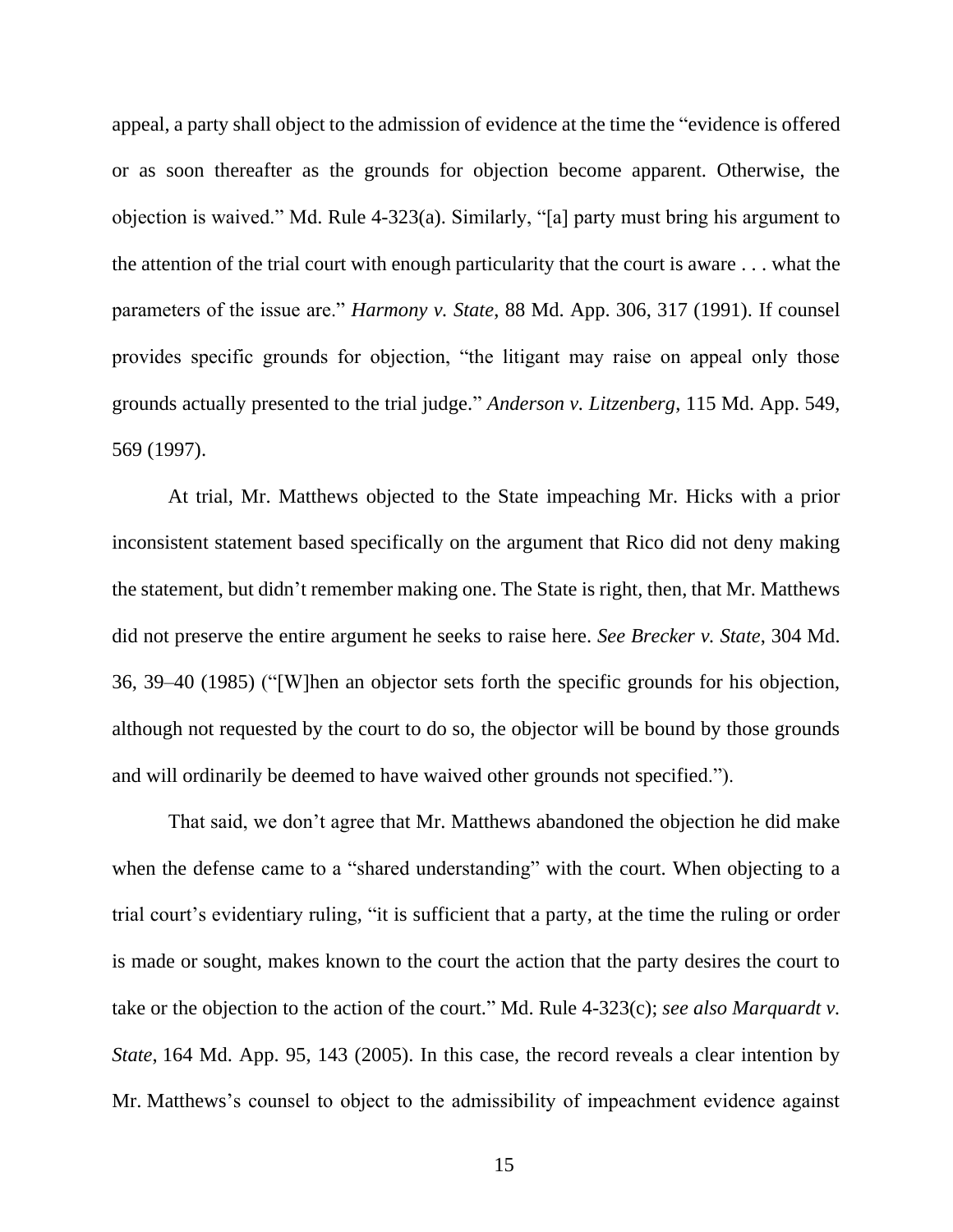appeal, a party shall object to the admission of evidence at the time the "evidence is offered or as soon thereafter as the grounds for objection become apparent. Otherwise, the objection is waived." Md. Rule 4-323(a). Similarly, "[a] party must bring his argument to the attention of the trial court with enough particularity that the court is aware . . . what the parameters of the issue are." *Harmony v. State*, 88 Md. App. 306, 317 (1991). If counsel provides specific grounds for objection, "the litigant may raise on appeal only those grounds actually presented to the trial judge." *Anderson v. Litzenberg*, 115 Md. App. 549, 569 (1997).

At trial, Mr. Matthews objected to the State impeaching Mr. Hicks with a prior inconsistent statement based specifically on the argument that Rico did not deny making the statement, but didn't remember making one. The State is right, then, that Mr. Matthews did not preserve the entire argument he seeks to raise here. *See Brecker v. State*, 304 Md. 36, 39–40 (1985) ("[W]hen an objector sets forth the specific grounds for his objection, although not requested by the court to do so, the objector will be bound by those grounds and will ordinarily be deemed to have waived other grounds not specified.").

That said, we don't agree that Mr. Matthews abandoned the objection he did make when the defense came to a "shared understanding" with the court. When objecting to a trial court's evidentiary ruling, "it is sufficient that a party, at the time the ruling or order is made or sought, makes known to the court the action that the party desires the court to take or the objection to the action of the court." Md. Rule 4-323(c); *see also Marquardt v. State*, 164 Md. App. 95, 143 (2005). In this case, the record reveals a clear intention by Mr. Matthews's counsel to object to the admissibility of impeachment evidence against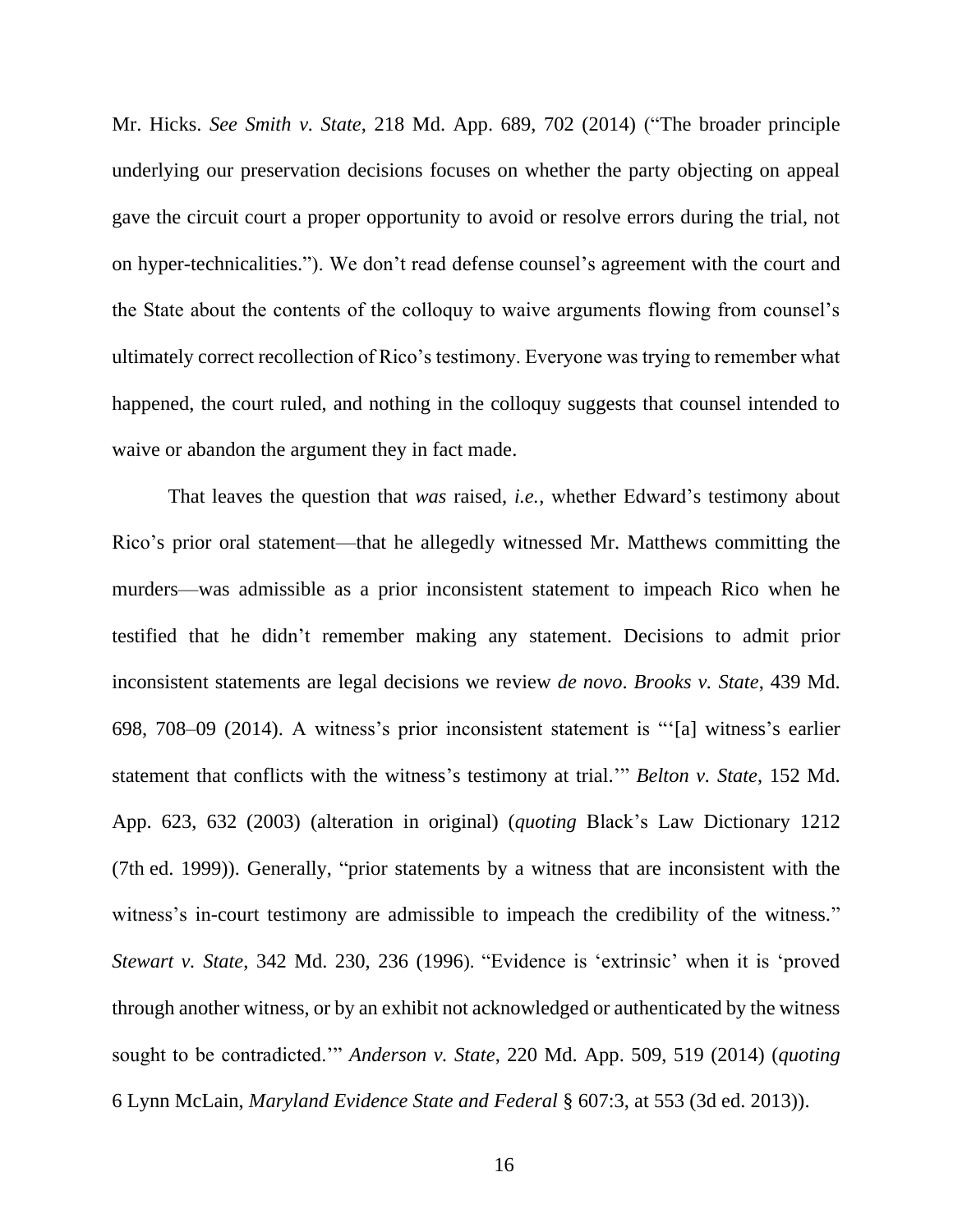Mr. Hicks. *See Smith v. State*, 218 Md. App. 689, 702 (2014) ("The broader principle underlying our preservation decisions focuses on whether the party objecting on appeal gave the circuit court a proper opportunity to avoid or resolve errors during the trial, not on hyper-technicalities."). We don't read defense counsel's agreement with the court and the State about the contents of the colloquy to waive arguments flowing from counsel's ultimately correct recollection of Rico's testimony. Everyone was trying to remember what happened, the court ruled, and nothing in the colloquy suggests that counsel intended to waive or abandon the argument they in fact made.

That leaves the question that *was* raised, *i.e.*, whether Edward's testimony about Rico's prior oral statement—that he allegedly witnessed Mr. Matthews committing the murders—was admissible as a prior inconsistent statement to impeach Rico when he testified that he didn't remember making any statement. Decisions to admit prior inconsistent statements are legal decisions we review *de novo*. *Brooks v. State*, 439 Md. 698, 708–09 (2014). A witness's prior inconsistent statement is "'[a] witness's earlier statement that conflicts with the witness's testimony at trial.'" *Belton v. State*, 152 Md. App. 623, 632 (2003) (alteration in original) (*quoting* Black's Law Dictionary 1212 (7th ed. 1999)). Generally, "prior statements by a witness that are inconsistent with the witness's in-court testimony are admissible to impeach the credibility of the witness." *Stewart v. State*, 342 Md. 230, 236 (1996). "Evidence is 'extrinsic' when it is 'proved through another witness, or by an exhibit not acknowledged or authenticated by the witness sought to be contradicted.'" *Anderson v. State*, 220 Md. App. 509, 519 (2014) (*quoting* 6 Lynn McLain, *Maryland Evidence State and Federal* § 607:3, at 553 (3d ed. 2013)).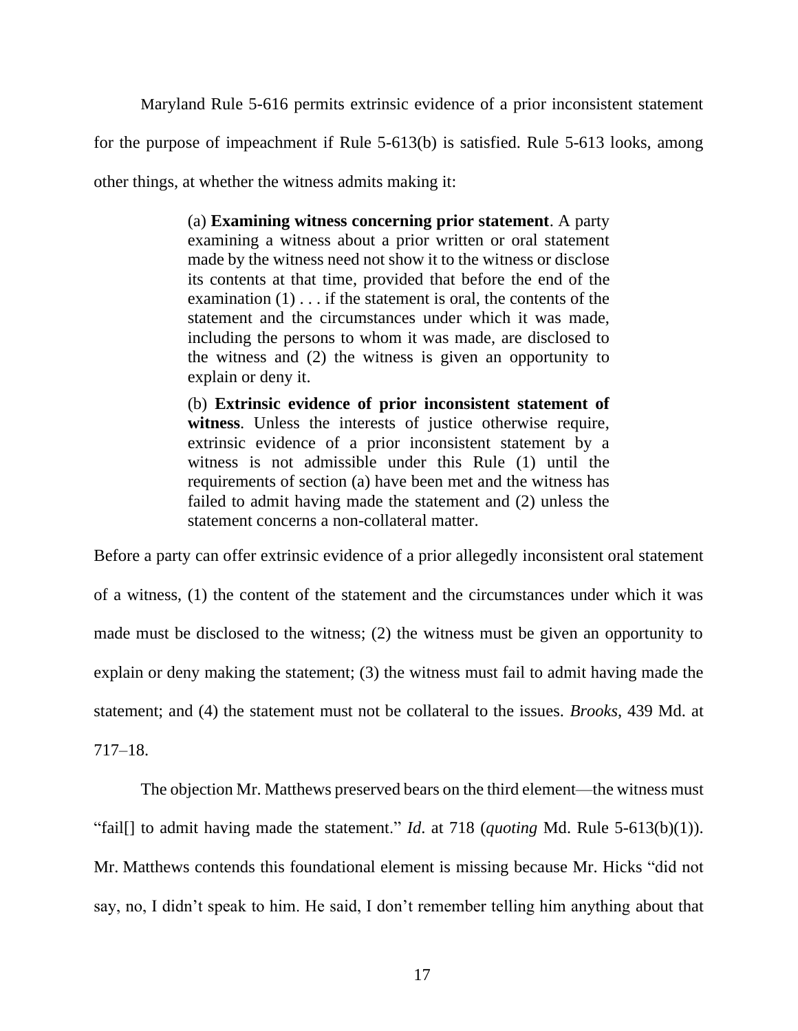Maryland Rule 5-616 permits extrinsic evidence of a prior inconsistent statement for the purpose of impeachment if Rule 5-613(b) is satisfied. Rule 5-613 looks, among other things, at whether the witness admits making it:

> (a) **Examining witness concerning prior statement**. A party examining a witness about a prior written or oral statement made by the witness need not show it to the witness or disclose its contents at that time, provided that before the end of the examination (1) . . . if the statement is oral, the contents of the statement and the circumstances under which it was made, including the persons to whom it was made, are disclosed to the witness and (2) the witness is given an opportunity to explain or deny it.
>
> (b) **Extrinsic evidence of prior inconsistent statement of witness**. Unless the interests of justice otherwise require, extrinsic evidence of a prior inconsistent statement by a witness is not admissible under this Rule (1) until the requirements of section (a) have been met and the witness has failed to admit having made the statement and (2) unless the statement concerns a non-collateral matter.

Before a party can offer extrinsic evidence of a prior allegedly inconsistent oral statement of a witness, (1) the content of the statement and the circumstances under which it was made must be disclosed to the witness; (2) the witness must be given an opportunity to explain or deny making the statement; (3) the witness must fail to admit having made the statement; and (4) the statement must not be collateral to the issues. *Brooks*, 439 Md. at 717–18.

The objection Mr. Matthews preserved bears on the third element—the witness must "fail[] to admit having made the statement." *Id.* at 718 (*quoting* Md. Rule 5-613(b)(1)). Mr. Matthews contends this foundational element is missing because Mr. Hicks "did not say, no, I didn't speak to him. He said, I don't remember telling him anything about that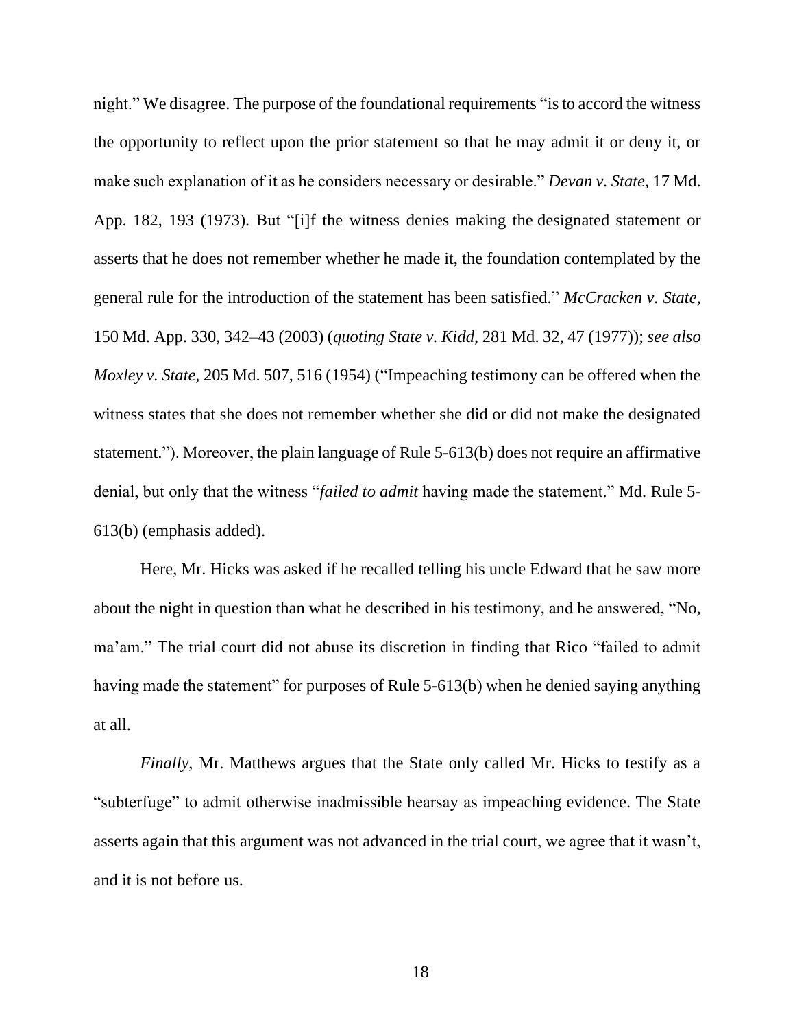night." We disagree. The purpose of the foundational requirements "is to accord the witness the opportunity to reflect upon the prior statement so that he may admit it or deny it, or make such explanation of it as he considers necessary or desirable." *Devan v. State*, 17 Md. App. 182, 193 (1973). But "[i]f the witness denies making the designated statement or asserts that he does not remember whether he made it, the foundation contemplated by the general rule for the introduction of the statement has been satisfied." *McCracken v. State*, 150 Md. App. 330, 342–43 (2003) (*quoting State v. Kidd*, 281 Md. 32, 47 (1977)); *see also Moxley v. State*, 205 Md. 507, 516 (1954) ("Impeaching testimony can be offered when the witness states that she does not remember whether she did or did not make the designated statement."). Moreover, the plain language of Rule 5-613(b) does not require an affirmative denial, but only that the witness "*failed to admit* having made the statement." Md. Rule 5-613(b) (emphasis added).

Here, Mr. Hicks was asked if he recalled telling his uncle Edward that he saw more about the night in question than what he described in his testimony, and he answered, "No, ma'am." The trial court did not abuse its discretion in finding that Rico "failed to admit having made the statement" for purposes of Rule 5-613(b) when he denied saying anything at all.

*Finally*, Mr. Matthews argues that the State only called Mr. Hicks to testify as a "subterfuge" to admit otherwise inadmissible hearsay as impeaching evidence. The State asserts again that this argument was not advanced in the trial court, we agree that it wasn't, and it is not before us.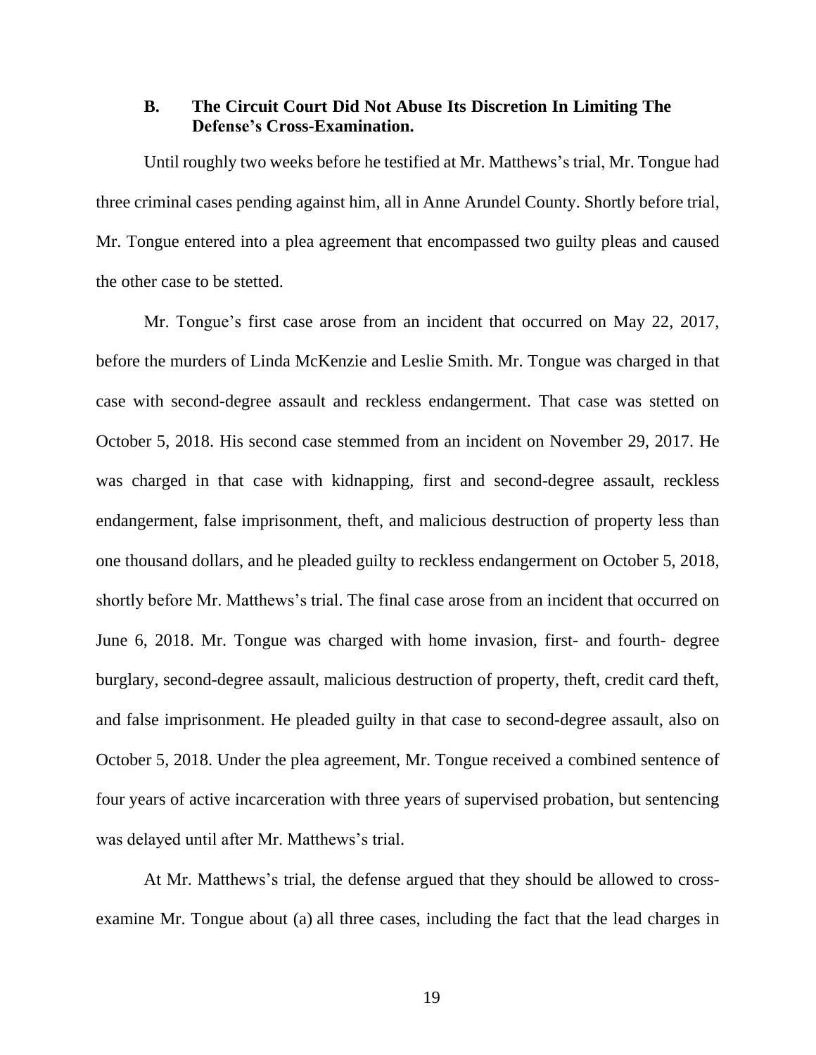### B. The Circuit Court Did Not Abuse Its Discretion In Limiting The Defense's Cross-Examination.

Until roughly two weeks before he testified at Mr. Matthews's trial, Mr. Tongue had three criminal cases pending against him, all in Anne Arundel County. Shortly before trial, Mr. Tongue entered into a plea agreement that encompassed two guilty pleas and caused the other case to be stetted.

Mr. Tongue's first case arose from an incident that occurred on May 22, 2017, before the murders of Linda McKenzie and Leslie Smith. Mr. Tongue was charged in that case with second-degree assault and reckless endangerment. That case was stetted on October 5, 2018. His second case stemmed from an incident on November 29, 2017. He was charged in that case with kidnapping, first and second-degree assault, reckless endangerment, false imprisonment, theft, and malicious destruction of property less than one thousand dollars, and he pleaded guilty to reckless endangerment on October 5, 2018, shortly before Mr. Matthews's trial. The final case arose from an incident that occurred on June 6, 2018. Mr. Tongue was charged with home invasion, first- and fourth- degree burglary, second-degree assault, malicious destruction of property, theft, credit card theft, and false imprisonment. He pleaded guilty in that case to second-degree assault, also on October 5, 2018. Under the plea agreement, Mr. Tongue received a combined sentence of four years of active incarceration with three years of supervised probation, but sentencing was delayed until after Mr. Matthews's trial.

At Mr. Matthews's trial, the defense argued that they should be allowed to cross-examine Mr. Tongue about (a) all three cases, including the fact that the lead charges in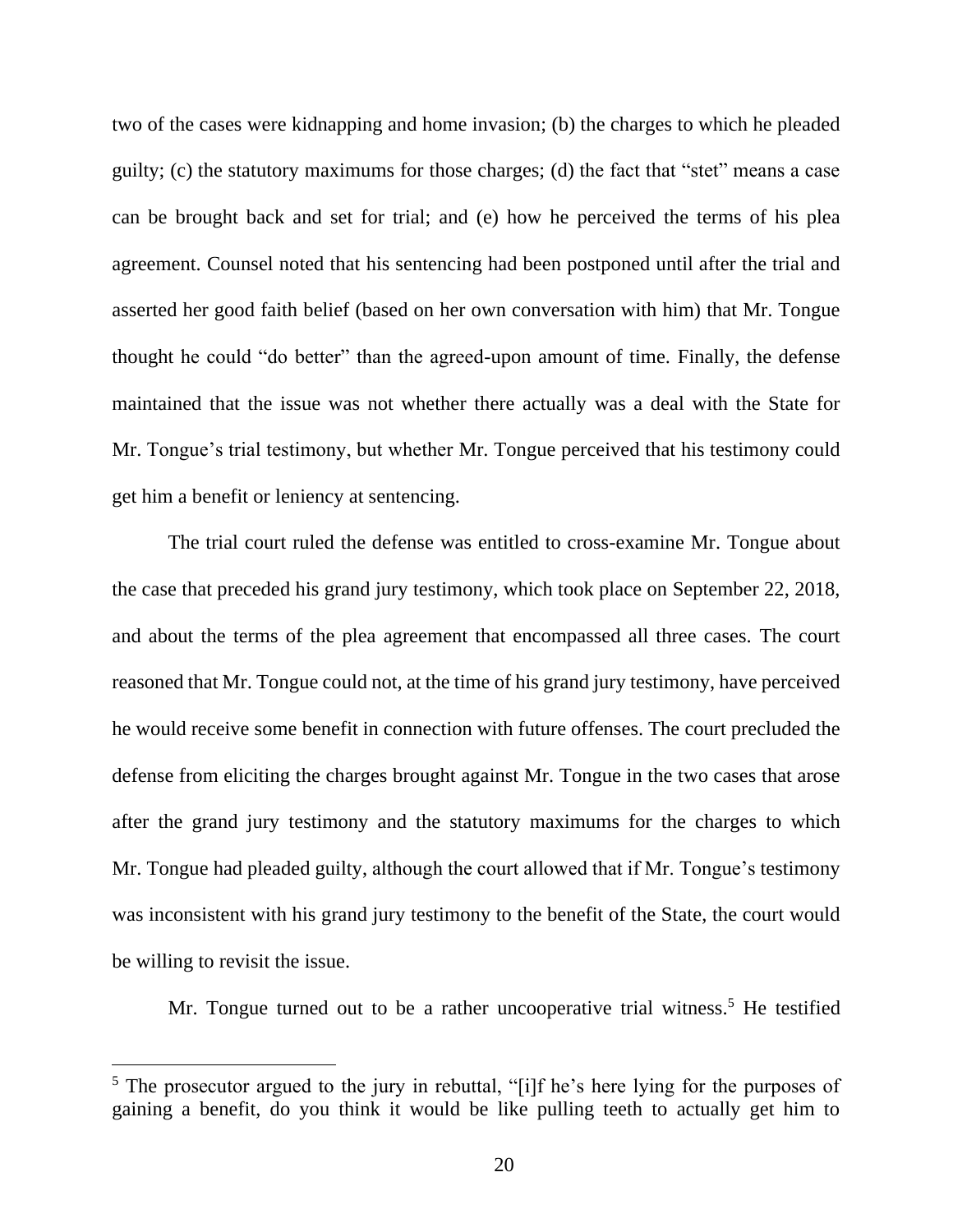two of the cases were kidnapping and home invasion; (b) the charges to which he pleaded guilty; (c) the statutory maximums for those charges; (d) the fact that "stet" means a case can be brought back and set for trial; and (e) how he perceived the terms of his plea agreement. Counsel noted that his sentencing had been postponed until after the trial and asserted her good faith belief (based on her own conversation with him) that Mr. Tongue thought he could "do better" than the agreed-upon amount of time. Finally, the defense maintained that the issue was not whether there actually was a deal with the State for Mr. Tongue's trial testimony, but whether Mr. Tongue perceived that his testimony could get him a benefit or leniency at sentencing.

The trial court ruled the defense was entitled to cross-examine Mr. Tongue about the case that preceded his grand jury testimony, which took place on September 22, 2018, and about the terms of the plea agreement that encompassed all three cases. The court reasoned that Mr. Tongue could not, at the time of his grand jury testimony, have perceived he would receive some benefit in connection with future offenses. The court precluded the defense from eliciting the charges brought against Mr. Tongue in the two cases that arose after the grand jury testimony and the statutory maximums for the charges to which Mr. Tongue had pleaded guilty, although the court allowed that if Mr. Tongue's testimony was inconsistent with his grand jury testimony to the benefit of the State, the court would be willing to revisit the issue.

Mr. Tongue turned out to be a rather uncooperative trial witness.[5] He testified

---

[5] The prosecutor argued to the jury in rebuttal, "[i]f he's here lying for the purposes of gaining a benefit, do you think it would be like pulling teeth to actually get him to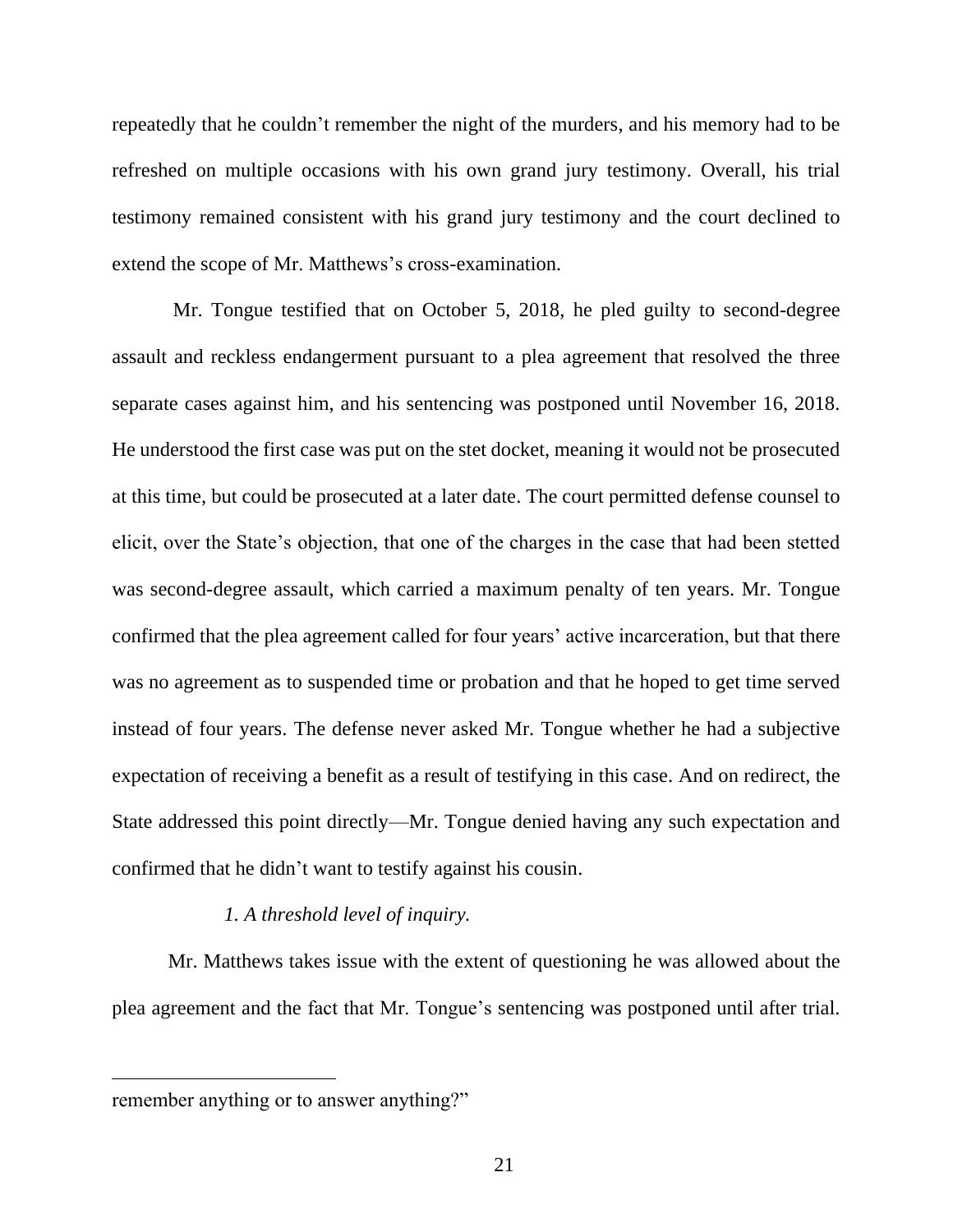repeatedly that he couldn't remember the night of the murders, and his memory had to be refreshed on multiple occasions with his own grand jury testimony. Overall, his trial testimony remained consistent with his grand jury testimony and the court declined to extend the scope of Mr. Matthews's cross-examination.

Mr. Tongue testified that on October 5, 2018, he pled guilty to second-degree assault and reckless endangerment pursuant to a plea agreement that resolved the three separate cases against him, and his sentencing was postponed until November 16, 2018. He understood the first case was put on the stet docket, meaning it would not be prosecuted at this time, but could be prosecuted at a later date. The court permitted defense counsel to elicit, over the State's objection, that one of the charges in the case that had been stetted was second-degree assault, which carried a maximum penalty of ten years. Mr. Tongue confirmed that the plea agreement called for four years' active incarceration, but that there was no agreement as to suspended time or probation and that he hoped to get time served instead of four years. The defense never asked Mr. Tongue whether he had a subjective expectation of receiving a benefit as a result of testifying in this case. And on redirect, the State addressed this point directly—Mr. Tongue denied having any such expectation and confirmed that he didn't want to testify against his cousin.

*1. A threshold level of inquiry.*

Mr. Matthews takes issue with the extent of questioning he was allowed about the plea agreement and the fact that Mr. Tongue's sentencing was postponed until after trial.

---

remember anything or to answer anything?"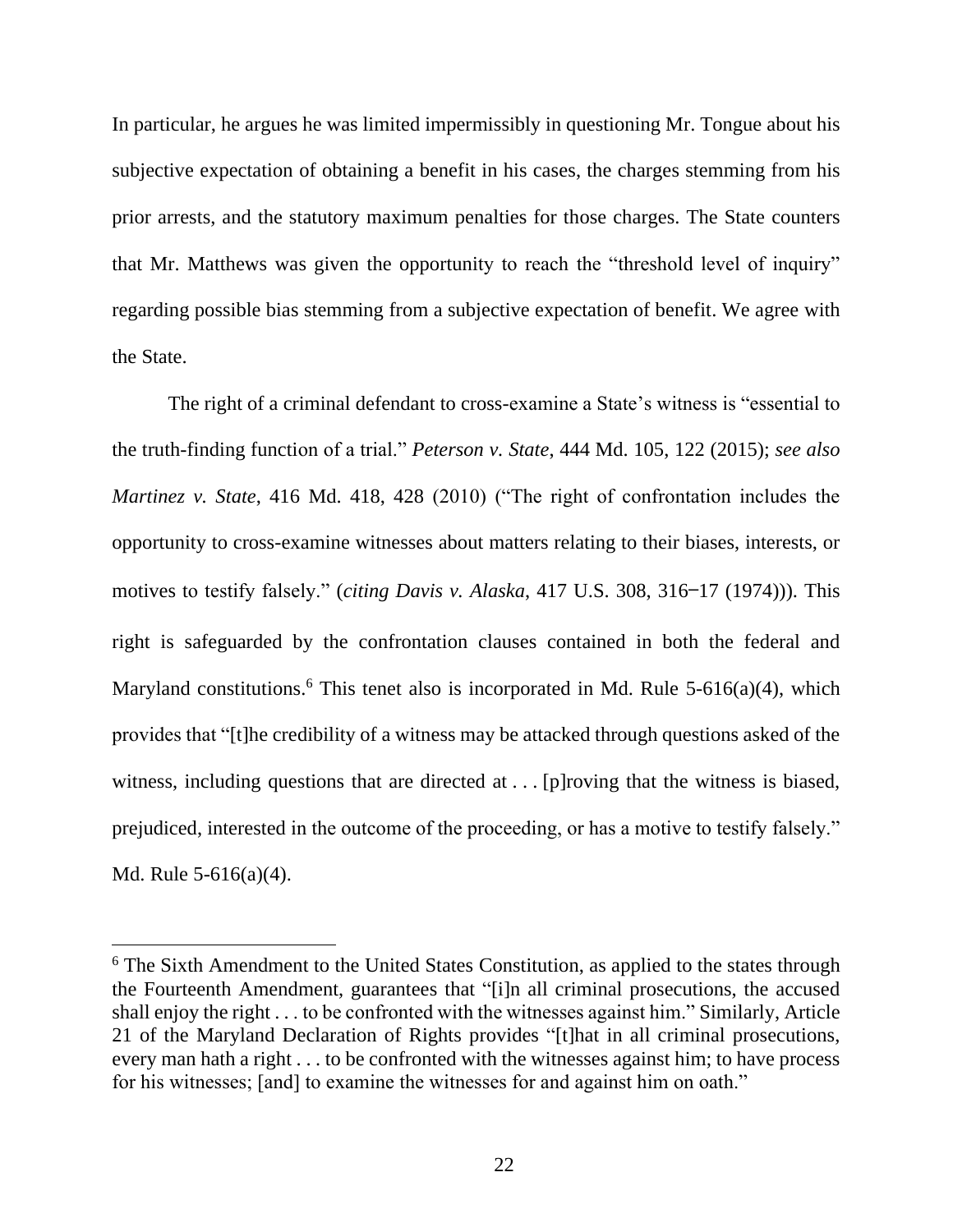In particular, he argues he was limited impermissibly in questioning Mr. Tongue about his subjective expectation of obtaining a benefit in his cases, the charges stemming from his prior arrests, and the statutory maximum penalties for those charges. The State counters that Mr. Matthews was given the opportunity to reach the "threshold level of inquiry" regarding possible bias stemming from a subjective expectation of benefit. We agree with the State.

The right of a criminal defendant to cross-examine a State's witness is "essential to the truth-finding function of a trial." *Peterson v. State*, 444 Md. 105, 122 (2015); *see also Martinez v. State*, 416 Md. 418, 428 (2010) ("The right of confrontation includes the opportunity to cross-examine witnesses about matters relating to their biases, interests, or motives to testify falsely." (*citing Davis v. Alaska*, 417 U.S. 308, 316–17 (1974))). This right is safeguarded by the confrontation clauses contained in both the federal and Maryland constitutions.[6] This tenet also is incorporated in Md. Rule 5-616(a)(4), which provides that "[t]he credibility of a witness may be attacked through questions asked of the witness, including questions that are directed at . . . [p]roving that the witness is biased, prejudiced, interested in the outcome of the proceeding, or has a motive to testify falsely." Md. Rule 5-616(a)(4).

---

[6] The Sixth Amendment to the United States Constitution, as applied to the states through the Fourteenth Amendment, guarantees that "[i]n all criminal prosecutions, the accused shall enjoy the right . . . to be confronted with the witnesses against him." Similarly, Article 21 of the Maryland Declaration of Rights provides "[t]hat in all criminal prosecutions, every man hath a right . . . to be confronted with the witnesses against him; to have process for his witnesses; [and] to examine the witnesses for and against him on oath."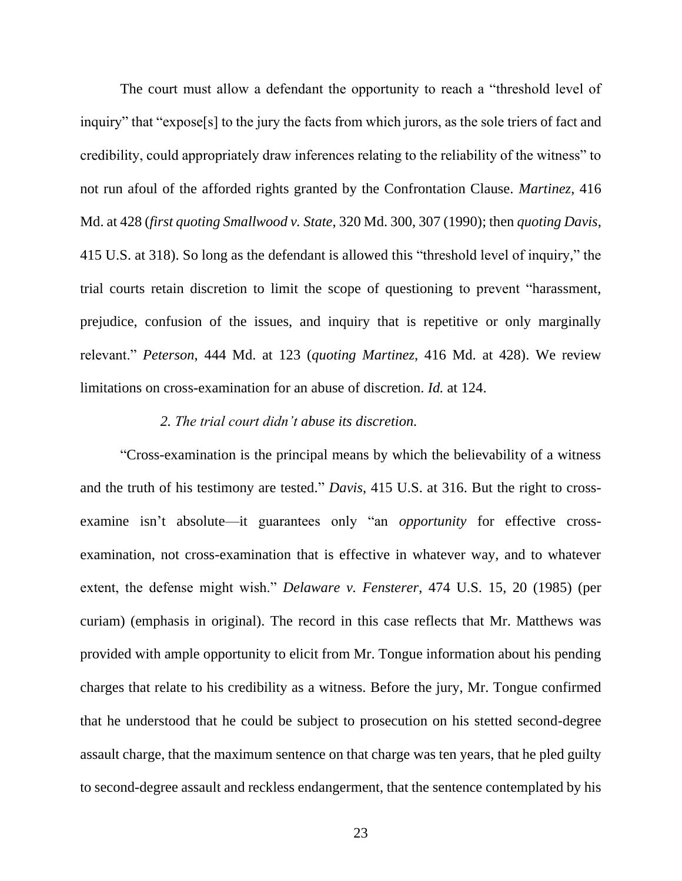The court must allow a defendant the opportunity to reach a "threshold level of inquiry" that "expose[s] to the jury the facts from which jurors, as the sole triers of fact and credibility, could appropriately draw inferences relating to the reliability of the witness" to not run afoul of the afforded rights granted by the Confrontation Clause. *Martinez*, 416 Md. at 428 (*first quoting Smallwood v. State*, 320 Md. 300, 307 (1990); then *quoting Davis*, 415 U.S. at 318). So long as the defendant is allowed this "threshold level of inquiry," the trial courts retain discretion to limit the scope of questioning to prevent "harassment, prejudice, confusion of the issues, and inquiry that is repetitive or only marginally relevant." *Peterson*, 444 Md. at 123 (*quoting Martinez*, 416 Md. at 428). We review limitations on cross-examination for an abuse of discretion. *Id.* at 124.

*2. The trial court didn't abuse its discretion.*

"Cross-examination is the principal means by which the believability of a witness and the truth of his testimony are tested." *Davis*, 415 U.S. at 316. But the right to cross-examine isn't absolute—it guarantees only "an *opportunity* for effective cross-examination, not cross-examination that is effective in whatever way, and to whatever extent, the defense might wish." *Delaware v. Fensterer*, 474 U.S. 15, 20 (1985) (per curiam) (emphasis in original). The record in this case reflects that Mr. Matthews was provided with ample opportunity to elicit from Mr. Tongue information about his pending charges that relate to his credibility as a witness. Before the jury, Mr. Tongue confirmed that he understood that he could be subject to prosecution on his stetted second-degree assault charge, that the maximum sentence on that charge was ten years, that he pled guilty to second-degree assault and reckless endangerment, that the sentence contemplated by his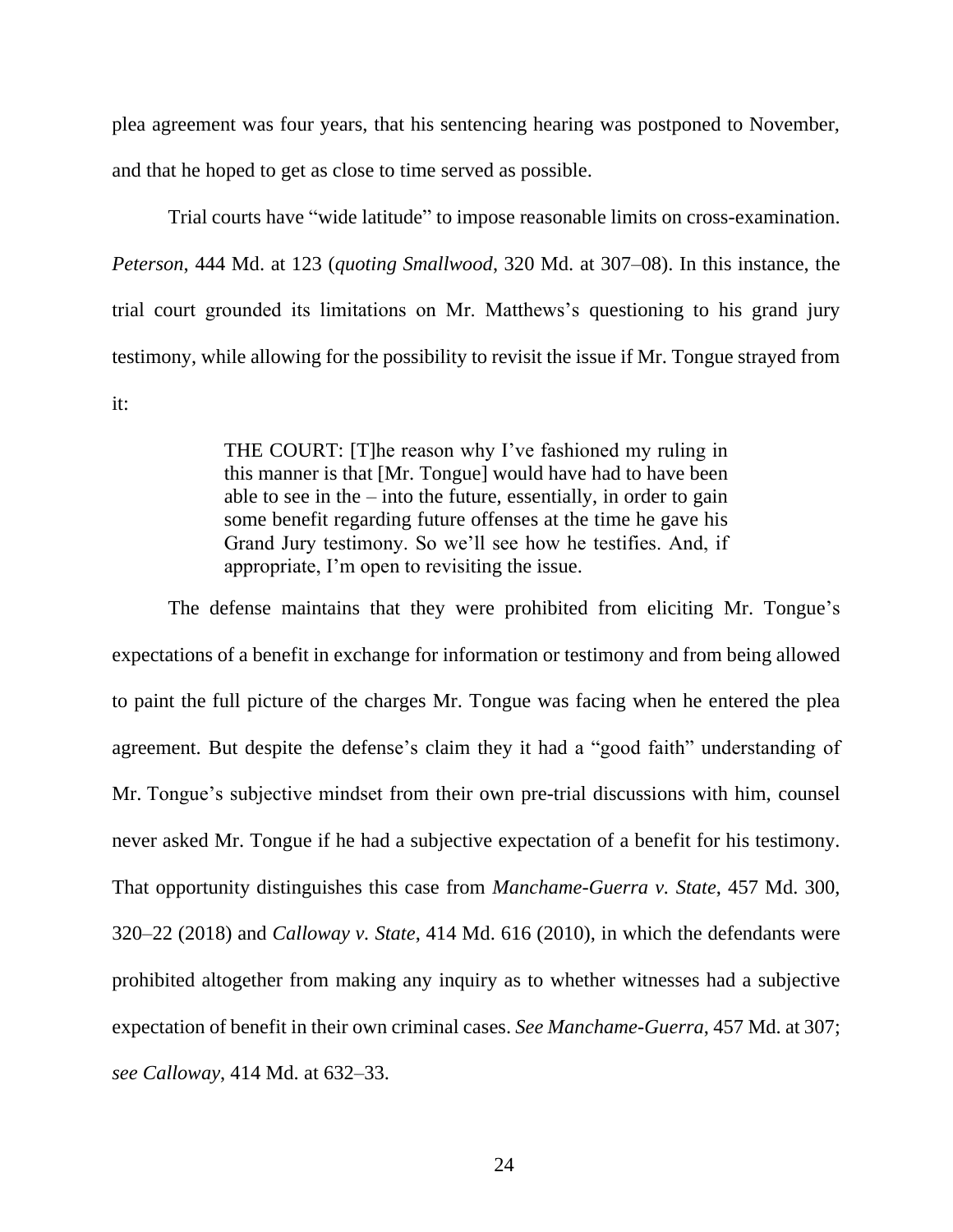plea agreement was four years, that his sentencing hearing was postponed to November, and that he hoped to get as close to time served as possible.

Trial courts have "wide latitude" to impose reasonable limits on cross-examination. *Peterson*, 444 Md. at 123 (*quoting Smallwood*, 320 Md. at 307–08). In this instance, the trial court grounded its limitations on Mr. Matthews's questioning to his grand jury testimony, while allowing for the possibility to revisit the issue if Mr. Tongue strayed from it:

> THE COURT: [T]he reason why I've fashioned my ruling in this manner is that [Mr. Tongue] would have had to have been able to see in the – into the future, essentially, in order to gain some benefit regarding future offenses at the time he gave his Grand Jury testimony. So we'll see how he testifies. And, if appropriate, I'm open to revisiting the issue.

The defense maintains that they were prohibited from eliciting Mr. Tongue's expectations of a benefit in exchange for information or testimony and from being allowed to paint the full picture of the charges Mr. Tongue was facing when he entered the plea agreement. But despite the defense's claim they it had a "good faith" understanding of Mr. Tongue's subjective mindset from their own pre-trial discussions with him, counsel never asked Mr. Tongue if he had a subjective expectation of a benefit for his testimony. That opportunity distinguishes this case from *Manchame-Guerra v. State*, 457 Md. 300, 320–22 (2018) and *Calloway v. State*, 414 Md. 616 (2010), in which the defendants were prohibited altogether from making any inquiry as to whether witnesses had a subjective expectation of benefit in their own criminal cases. *See Manchame-Guerra*, 457 Md. at 307; *see Calloway*, 414 Md. at 632–33.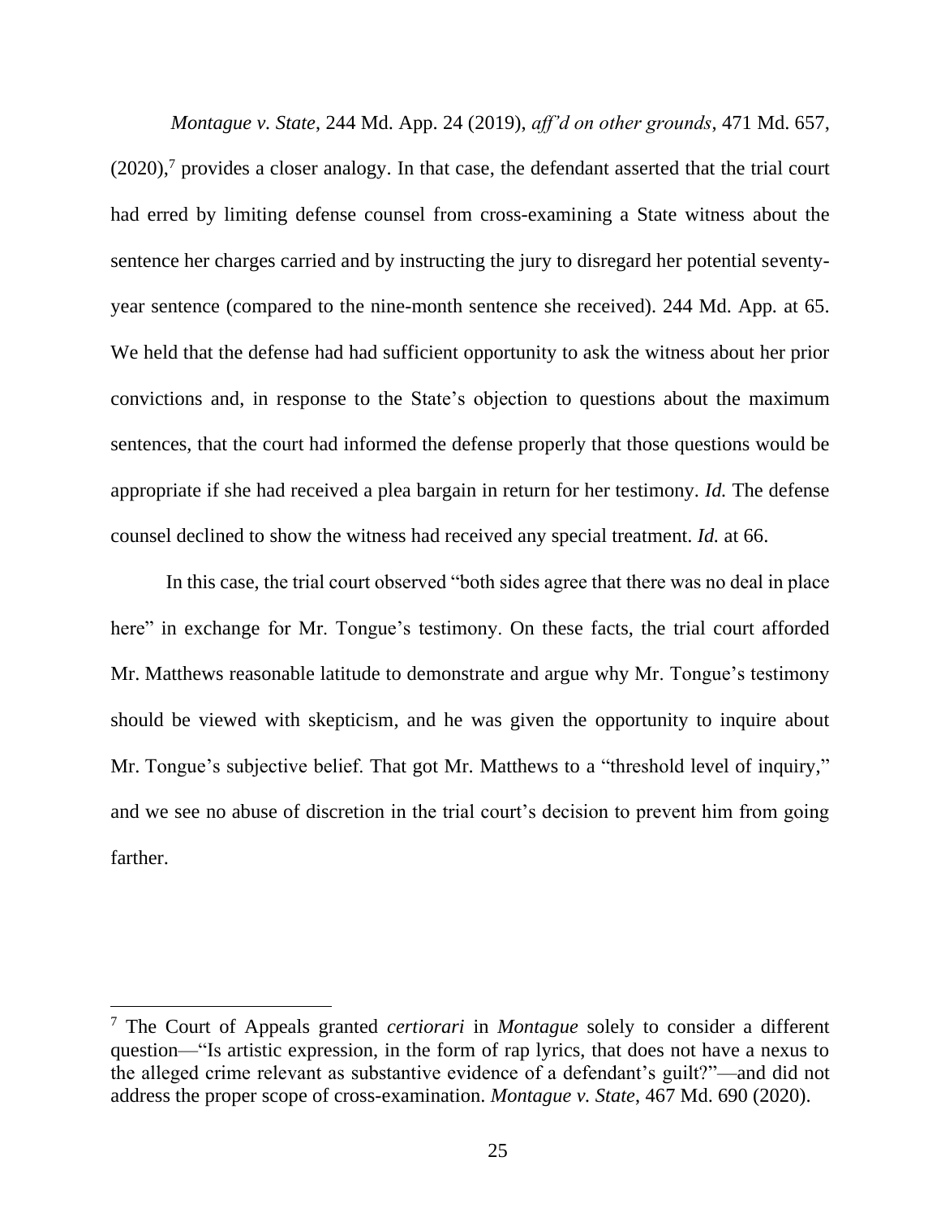*Montague v. State*, 244 Md. App. 24 (2019), *aff'd on other grounds*, 471 Md. 657, (2020),[7] provides a closer analogy. In that case, the defendant asserted that the trial court had erred by limiting defense counsel from cross-examining a State witness about the sentence her charges carried and by instructing the jury to disregard her potential seventy-year sentence (compared to the nine-month sentence she received). 244 Md. App. at 65. We held that the defense had had sufficient opportunity to ask the witness about her prior convictions and, in response to the State's objection to questions about the maximum sentences, that the court had informed the defense properly that those questions would be appropriate if she had received a plea bargain in return for her testimony. *Id.* The defense counsel declined to show the witness had received any special treatment. *Id.* at 66.

In this case, the trial court observed "both sides agree that there was no deal in place here" in exchange for Mr. Tongue's testimony. On these facts, the trial court afforded Mr. Matthews reasonable latitude to demonstrate and argue why Mr. Tongue's testimony should be viewed with skepticism, and he was given the opportunity to inquire about Mr. Tongue's subjective belief. That got Mr. Matthews to a "threshold level of inquiry," and we see no abuse of discretion in the trial court's decision to prevent him from going farther.

---

[7] The Court of Appeals granted *certiorari* in *Montague* solely to consider a different question—"Is artistic expression, in the form of rap lyrics, that does not have a nexus to the alleged crime relevant as substantive evidence of a defendant's guilt?"—and did not address the proper scope of cross-examination. *Montague v. State*, 467 Md. 690 (2020).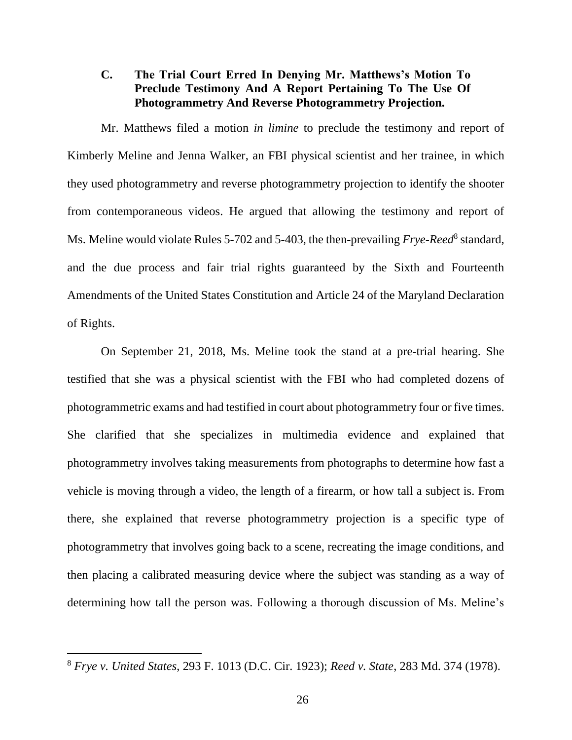### C. The Trial Court Erred In Denying Mr. Matthews's Motion To Preclude Testimony And A Report Pertaining To The Use Of Photogrammetry And Reverse Photogrammetry Projection.

Mr. Matthews filed a motion *in limine* to preclude the testimony and report of Kimberly Meline and Jenna Walker, an FBI physical scientist and her trainee, in which they used photogrammetry and reverse photogrammetry projection to identify the shooter from contemporaneous videos. He argued that allowing the testimony and report of Ms. Meline would violate Rules 5-702 and 5-403, the then-prevailing *Frye-Reed*[8] standard, and the due process and fair trial rights guaranteed by the Sixth and Fourteenth Amendments of the United States Constitution and Article 24 of the Maryland Declaration of Rights.

On September 21, 2018, Ms. Meline took the stand at a pre-trial hearing. She testified that she was a physical scientist with the FBI who had completed dozens of photogrammetric exams and had testified in court about photogrammetry four or five times. She clarified that she specializes in multimedia evidence and explained that photogrammetry involves taking measurements from photographs to determine how fast a vehicle is moving through a video, the length of a firearm, or how tall a subject is. From there, she explained that reverse photogrammetry projection is a specific type of photogrammetry that involves going back to a scene, recreating the image conditions, and then placing a calibrated measuring device where the subject was standing as a way of determining how tall the person was. Following a thorough discussion of Ms. Meline's

---

[8] *Frye v. United States*, 293 F. 1013 (D.C. Cir. 1923); *Reed v. State*, 283 Md. 374 (1978).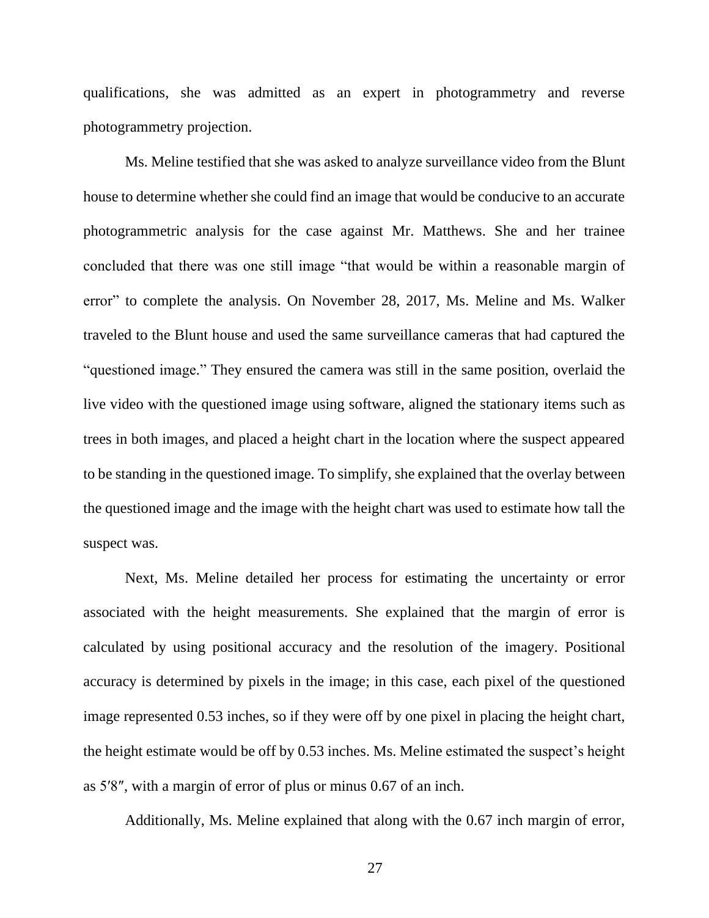qualifications, she was admitted as an expert in photogrammetry and reverse photogrammetry projection.

Ms. Meline testified that she was asked to analyze surveillance video from the Blunt house to determine whether she could find an image that would be conducive to an accurate photogrammetric analysis for the case against Mr. Matthews. She and her trainee concluded that there was one still image "that would be within a reasonable margin of error" to complete the analysis. On November 28, 2017, Ms. Meline and Ms. Walker traveled to the Blunt house and used the same surveillance cameras that had captured the "questioned image." They ensured the camera was still in the same position, overlaid the live video with the questioned image using software, aligned the stationary items such as trees in both images, and placed a height chart in the location where the suspect appeared to be standing in the questioned image. To simplify, she explained that the overlay between the questioned image and the image with the height chart was used to estimate how tall the suspect was.

Next, Ms. Meline detailed her process for estimating the uncertainty or error associated with the height measurements. She explained that the margin of error is calculated by using positional accuracy and the resolution of the imagery. Positional accuracy is determined by pixels in the image; in this case, each pixel of the questioned image represented 0.53 inches, so if they were off by one pixel in placing the height chart, the height estimate would be off by 0.53 inches. Ms. Meline estimated the suspect's height as 5′8″, with a margin of error of plus or minus 0.67 of an inch.

Additionally, Ms. Meline explained that along with the 0.67 inch margin of error,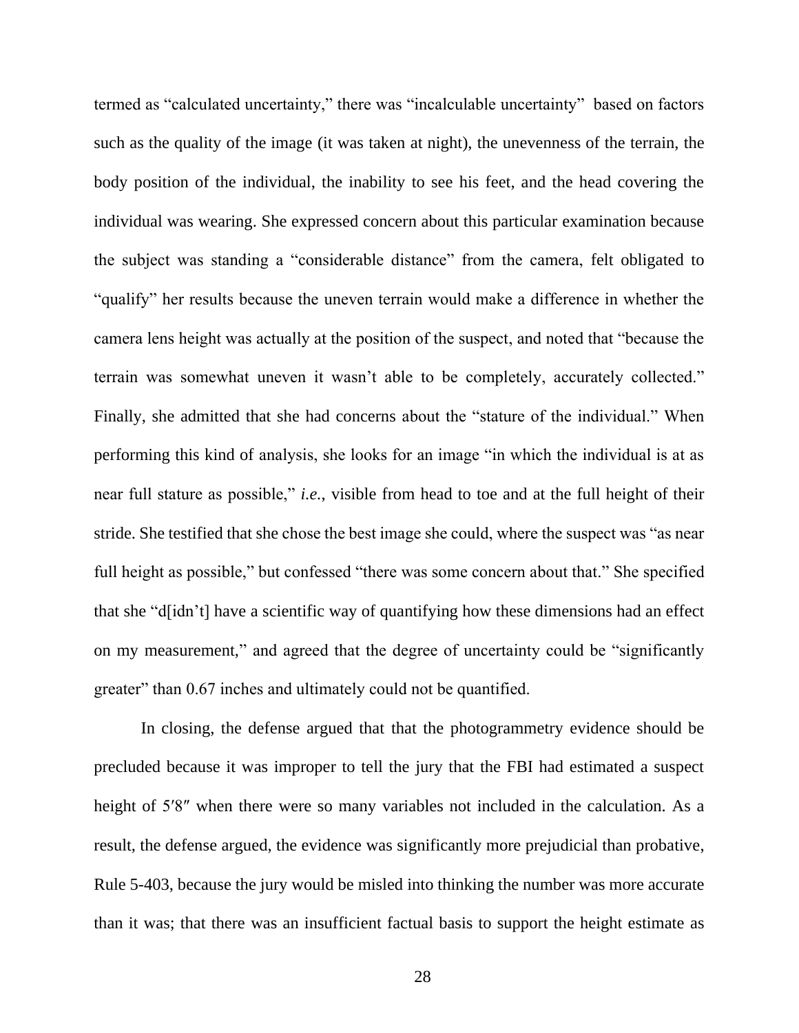termed as "calculated uncertainty," there was "incalculable uncertainty" based on factors such as the quality of the image (it was taken at night), the unevenness of the terrain, the body position of the individual, the inability to see his feet, and the head covering the individual was wearing. She expressed concern about this particular examination because the subject was standing a "considerable distance" from the camera, felt obligated to "qualify" her results because the uneven terrain would make a difference in whether the camera lens height was actually at the position of the suspect, and noted that "because the terrain was somewhat uneven it wasn't able to be completely, accurately collected." Finally, she admitted that she had concerns about the "stature of the individual." When performing this kind of analysis, she looks for an image "in which the individual is at as near full stature as possible," *i.e.*, visible from head to toe and at the full height of their stride. She testified that she chose the best image she could, where the suspect was "as near full height as possible," but confessed "there was some concern about that." She specified that she "d[idn't] have a scientific way of quantifying how these dimensions had an effect on my measurement," and agreed that the degree of uncertainty could be "significantly greater" than 0.67 inches and ultimately could not be quantified.

In closing, the defense argued that that the photogrammetry evidence should be precluded because it was improper to tell the jury that the FBI had estimated a suspect height of 5′8″ when there were so many variables not included in the calculation. As a result, the defense argued, the evidence was significantly more prejudicial than probative, Rule 5-403, because the jury would be misled into thinking the number was more accurate than it was; that there was an insufficient factual basis to support the height estimate as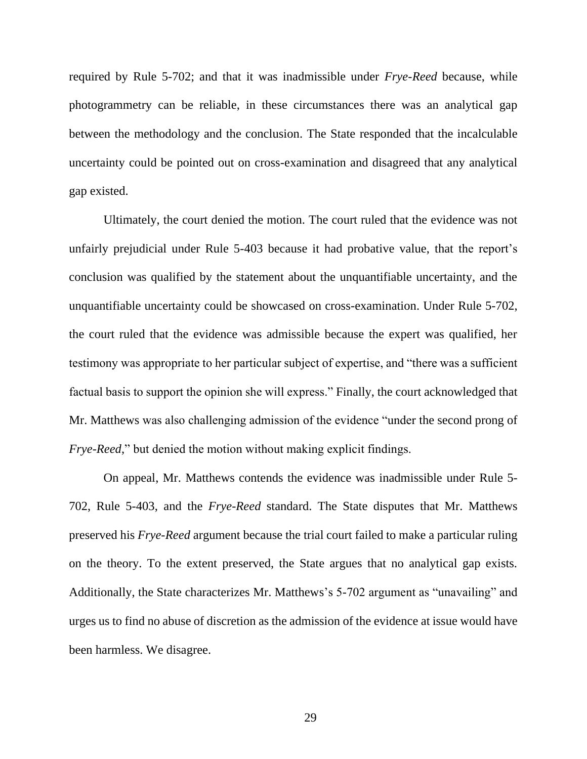required by Rule 5-702; and that it was inadmissible under *Frye-Reed* because, while photogrammetry can be reliable, in these circumstances there was an analytical gap between the methodology and the conclusion. The State responded that the incalculable uncertainty could be pointed out on cross-examination and disagreed that any analytical gap existed.

Ultimately, the court denied the motion. The court ruled that the evidence was not unfairly prejudicial under Rule 5-403 because it had probative value, that the report's conclusion was qualified by the statement about the unquantifiable uncertainty, and the unquantifiable uncertainty could be showcased on cross-examination. Under Rule 5-702, the court ruled that the evidence was admissible because the expert was qualified, her testimony was appropriate to her particular subject of expertise, and "there was a sufficient factual basis to support the opinion she will express." Finally, the court acknowledged that Mr. Matthews was also challenging admission of the evidence "under the second prong of *Frye-Reed*," but denied the motion without making explicit findings.

On appeal, Mr. Matthews contends the evidence was inadmissible under Rule 5-702, Rule 5-403, and the *Frye-Reed* standard. The State disputes that Mr. Matthews preserved his *Frye-Reed* argument because the trial court failed to make a particular ruling on the theory. To the extent preserved, the State argues that no analytical gap exists. Additionally, the State characterizes Mr. Matthews's 5-702 argument as "unavailing" and urges us to find no abuse of discretion as the admission of the evidence at issue would have been harmless. We disagree.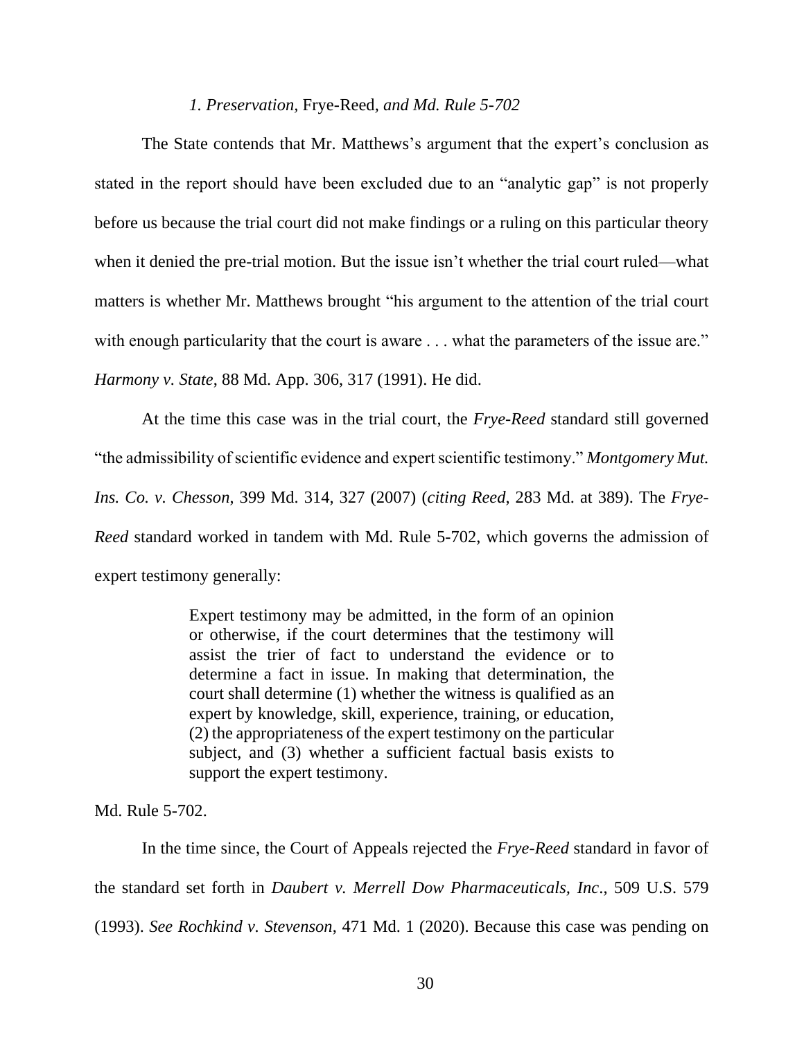### *1. Preservation,* Frye-Reed*, and Md. Rule 5-702*

The State contends that Mr. Matthews's argument that the expert's conclusion as stated in the report should have been excluded due to an "analytic gap" is not properly before us because the trial court did not make findings or a ruling on this particular theory when it denied the pre-trial motion. But the issue isn't whether the trial court ruled—what matters is whether Mr. Matthews brought "his argument to the attention of the trial court with enough particularity that the court is aware . . . what the parameters of the issue are." *Harmony v. State*, 88 Md. App. 306, 317 (1991). He did.

At the time this case was in the trial court, the *Frye-Reed* standard still governed "the admissibility of scientific evidence and expert scientific testimony." *Montgomery Mut. Ins. Co. v. Chesson*, 399 Md. 314, 327 (2007) (*citing Reed*, 283 Md. at 389). The *Frye-Reed* standard worked in tandem with Md. Rule 5-702, which governs the admission of expert testimony generally:

> Expert testimony may be admitted, in the form of an opinion or otherwise, if the court determines that the testimony will assist the trier of fact to understand the evidence or to determine a fact in issue. In making that determination, the court shall determine (1) whether the witness is qualified as an expert by knowledge, skill, experience, training, or education, (2) the appropriateness of the expert testimony on the particular subject, and (3) whether a sufficient factual basis exists to support the expert testimony.

Md. Rule 5-702.

In the time since, the Court of Appeals rejected the *Frye-Reed* standard in favor of the standard set forth in *Daubert v. Merrell Dow Pharmaceuticals, Inc*., 509 U.S. 579 (1993). *See Rochkind v. Stevenson*, 471 Md. 1 (2020). Because this case was pending on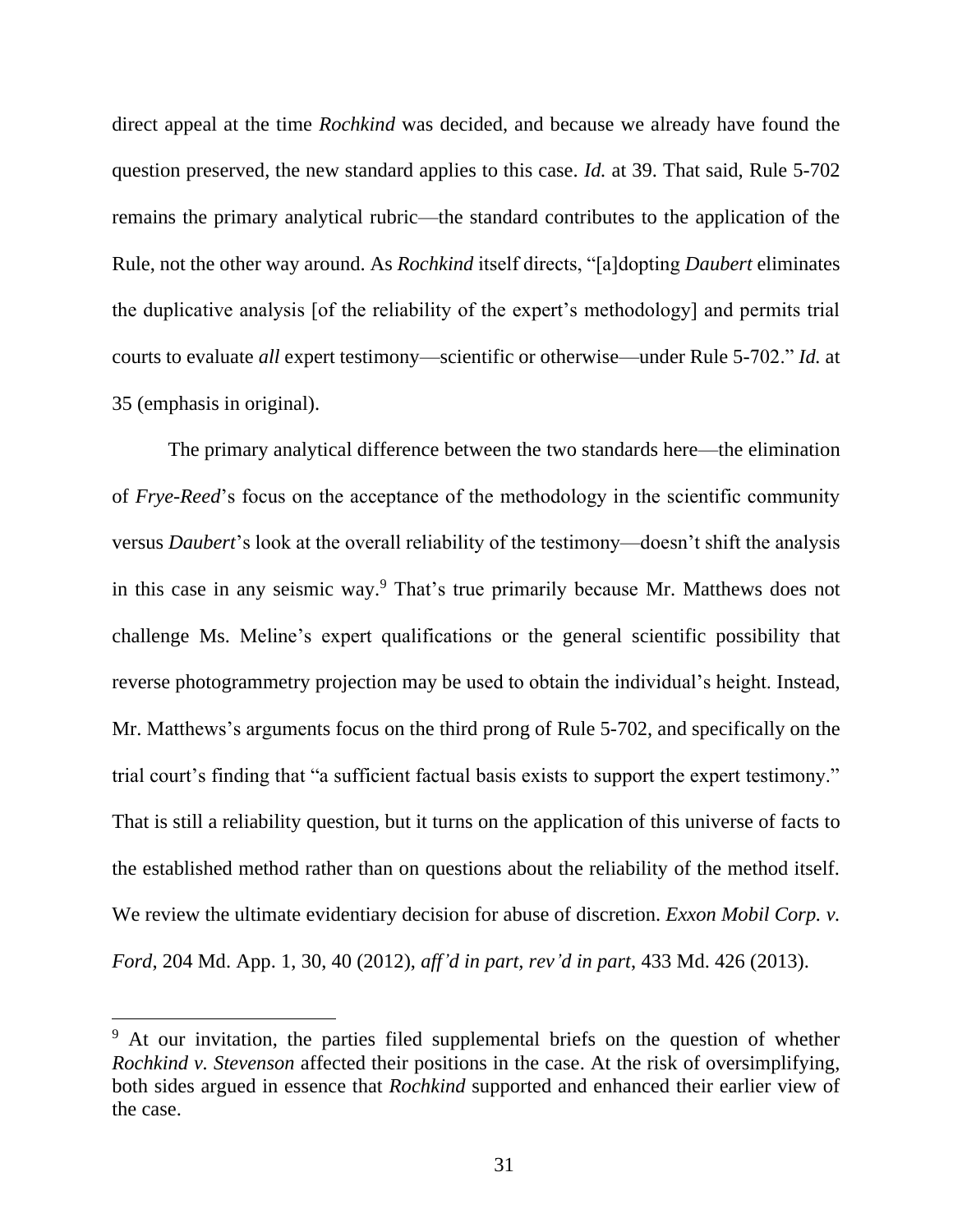direct appeal at the time *Rochkind* was decided, and because we already have found the question preserved, the new standard applies to this case. *Id.* at 39. That said, Rule 5-702 remains the primary analytical rubric—the standard contributes to the application of the Rule, not the other way around. As *Rochkind* itself directs, "[a]dopting *Daubert* eliminates the duplicative analysis [of the reliability of the expert's methodology] and permits trial courts to evaluate *all* expert testimony—scientific or otherwise—under Rule 5-702." *Id.* at 35 (emphasis in original).

The primary analytical difference between the two standards here—the elimination of *Frye-Reed*'s focus on the acceptance of the methodology in the scientific community versus *Daubert*'s look at the overall reliability of the testimony—doesn't shift the analysis in this case in any seismic way.[9] That's true primarily because Mr. Matthews does not challenge Ms. Meline's expert qualifications or the general scientific possibility that reverse photogrammetry projection may be used to obtain the individual's height. Instead, Mr. Matthews's arguments focus on the third prong of Rule 5-702, and specifically on the trial court's finding that "a sufficient factual basis exists to support the expert testimony." That is still a reliability question, but it turns on the application of this universe of facts to the established method rather than on questions about the reliability of the method itself. We review the ultimate evidentiary decision for abuse of discretion. *Exxon Mobil Corp. v. Ford*, 204 Md. App. 1, 30, 40 (2012), *aff'd in part, rev'd in part*, 433 Md. 426 (2013).

---

[9] At our invitation, the parties filed supplemental briefs on the question of whether *Rochkind v. Stevenson* affected their positions in the case. At the risk of oversimplifying, both sides argued in essence that *Rochkind* supported and enhanced their earlier view of the case.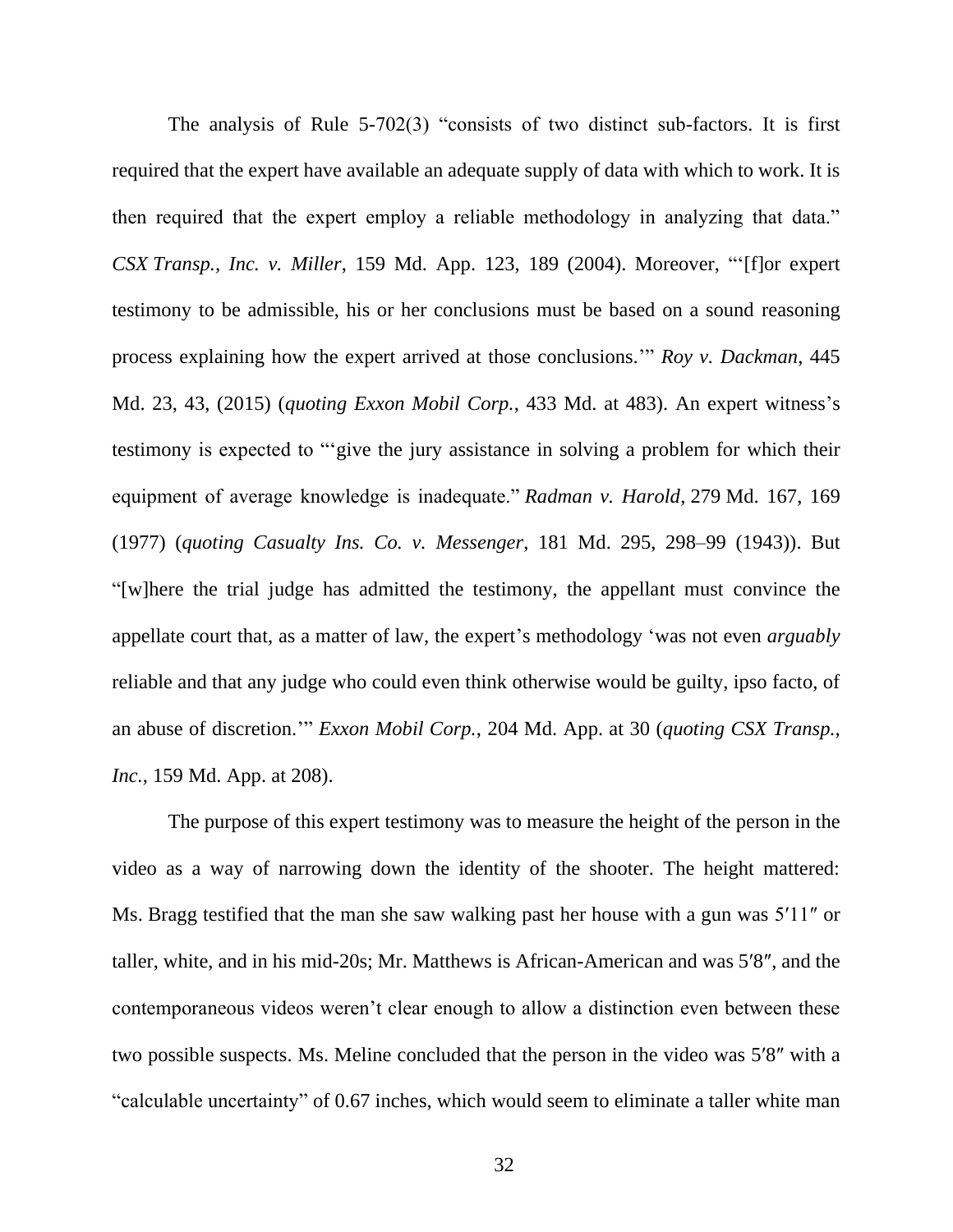The analysis of Rule 5-702(3) "consists of two distinct sub-factors. It is first required that the expert have available an adequate supply of data with which to work. It is then required that the expert employ a reliable methodology in analyzing that data." *CSX Transp., Inc. v. Miller*, 159 Md. App. 123, 189 (2004). Moreover, "'[f]or expert testimony to be admissible, his or her conclusions must be based on a sound reasoning process explaining how the expert arrived at those conclusions.'" *Roy v. Dackman*, 445 Md. 23, 43, (2015) (*quoting Exxon Mobil Corp.*, 433 Md. at 483). An expert witness's testimony is expected to "'give the jury assistance in solving a problem for which their equipment of average knowledge is inadequate." *Radman v. Harold*, 279 Md. 167, 169 (1977) (*quoting Casualty Ins. Co. v. Messenger*, 181 Md. 295, 298–99 (1943)). But "[w]here the trial judge has admitted the testimony, the appellant must convince the appellate court that, as a matter of law, the expert's methodology 'was not even *arguably* reliable and that any judge who could even think otherwise would be guilty, ipso facto, of an abuse of discretion.'" *Exxon Mobil Corp.*, 204 Md. App. at 30 (*quoting CSX Transp., Inc.*, 159 Md. App. at 208).

The purpose of this expert testimony was to measure the height of the person in the video as a way of narrowing down the identity of the shooter. The height mattered: Ms. Bragg testified that the man she saw walking past her house with a gun was 5′11″ or taller, white, and in his mid-20s; Mr. Matthews is African-American and was 5′8″, and the contemporaneous videos weren't clear enough to allow a distinction even between these two possible suspects. Ms. Meline concluded that the person in the video was 5′8″ with a "calculable uncertainty" of 0.67 inches, which would seem to eliminate a taller white man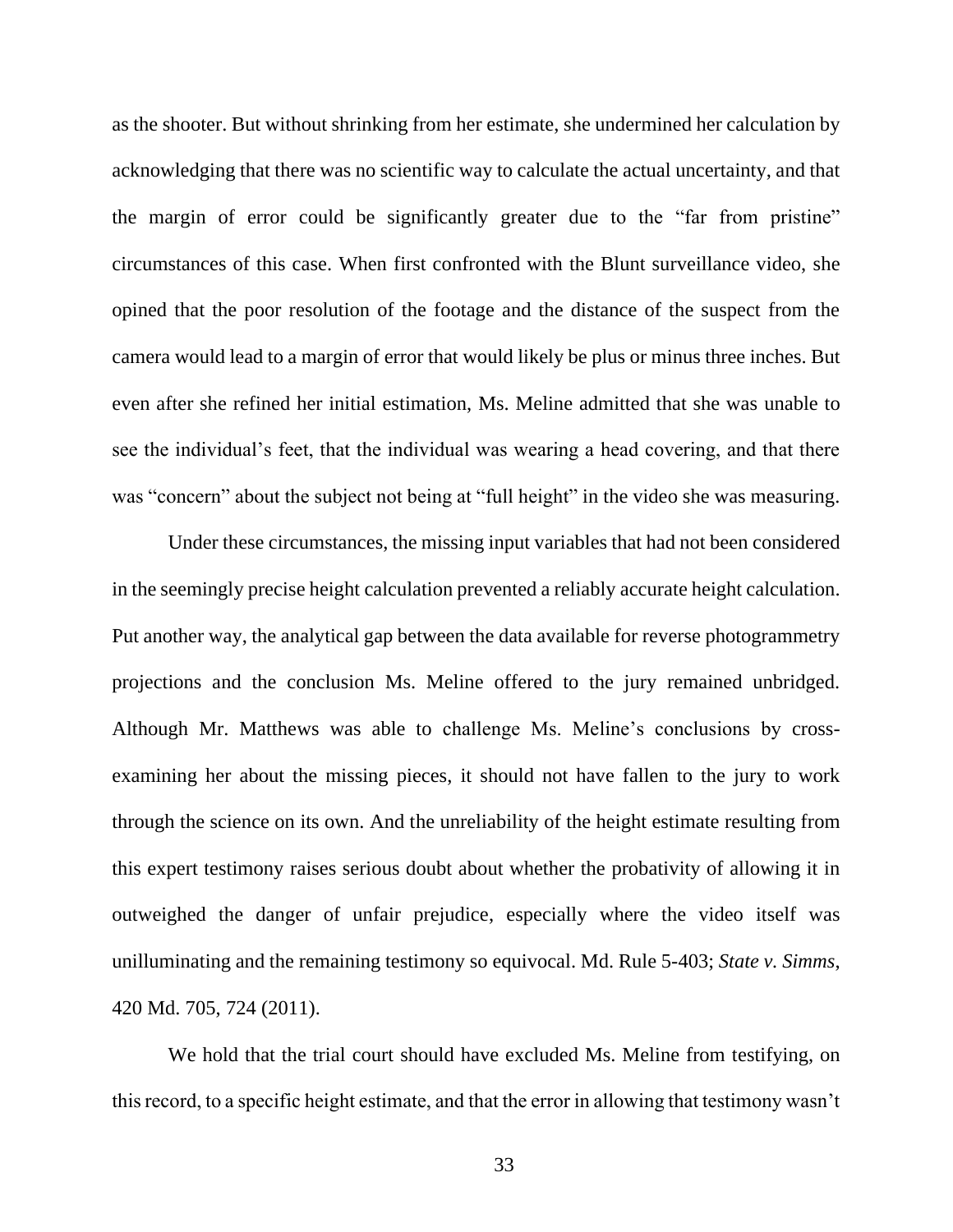as the shooter. But without shrinking from her estimate, she undermined her calculation by acknowledging that there was no scientific way to calculate the actual uncertainty, and that the margin of error could be significantly greater due to the "far from pristine" circumstances of this case. When first confronted with the Blunt surveillance video, she opined that the poor resolution of the footage and the distance of the suspect from the camera would lead to a margin of error that would likely be plus or minus three inches. But even after she refined her initial estimation, Ms. Meline admitted that she was unable to see the individual's feet, that the individual was wearing a head covering, and that there was "concern" about the subject not being at "full height" in the video she was measuring.

Under these circumstances, the missing input variables that had not been considered in the seemingly precise height calculation prevented a reliably accurate height calculation. Put another way, the analytical gap between the data available for reverse photogrammetry projections and the conclusion Ms. Meline offered to the jury remained unbridged. Although Mr. Matthews was able to challenge Ms. Meline's conclusions by cross-examining her about the missing pieces, it should not have fallen to the jury to work through the science on its own. And the unreliability of the height estimate resulting from this expert testimony raises serious doubt about whether the probativity of allowing it in outweighed the danger of unfair prejudice, especially where the video itself was unilluminating and the remaining testimony so equivocal. Md. Rule 5-403; *State v. Simms*, 420 Md. 705, 724 (2011).

We hold that the trial court should have excluded Ms. Meline from testifying, on this record, to a specific height estimate, and that the error in allowing that testimony wasn't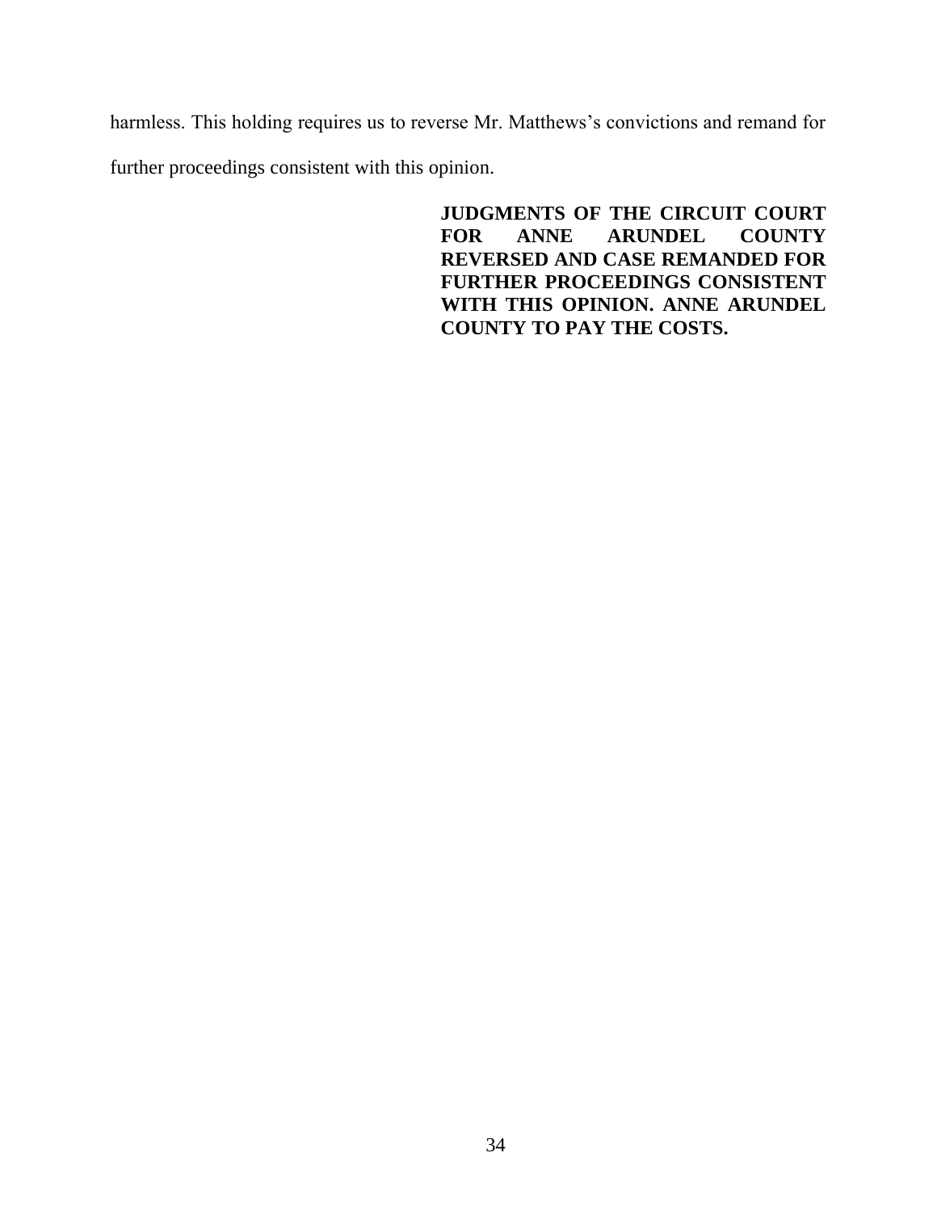harmless. This holding requires us to reverse Mr. Matthews's convictions and remand for further proceedings consistent with this opinion.

**JUDGMENTS OF THE CIRCUIT COURT FOR ANNE ARUNDEL COUNTY REVERSED AND CASE REMANDED FOR FURTHER PROCEEDINGS CONSISTENT WITH THIS OPINION. ANNE ARUNDEL COUNTY TO PAY THE COSTS.**